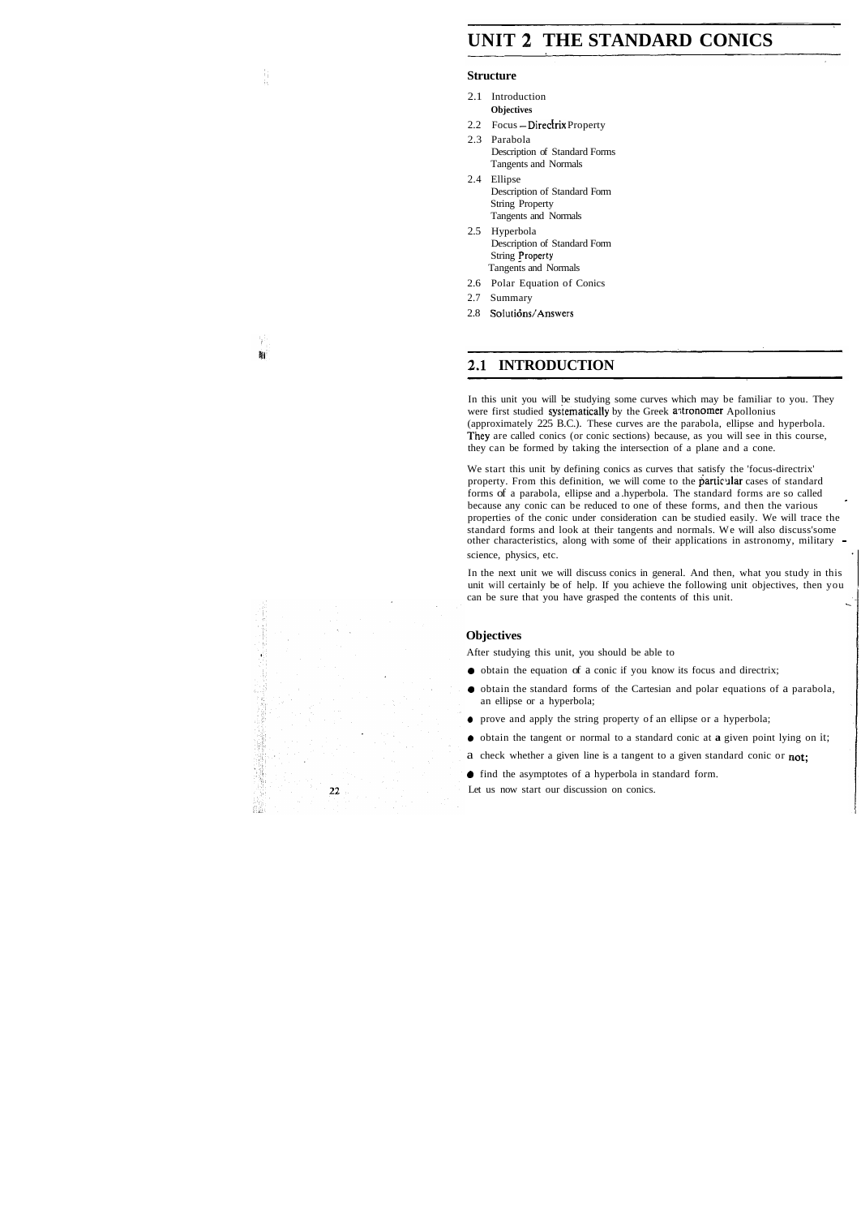# UNIT 2 THE STANDARD CONICS

### Structure

2.1 Introduction
   Objectives

2.2 Focus – Directrix Property

2.3 Parabola
   Description of Standard Forms
   Tangents and Normals

2.4 Ellipse
   Description of Standard Form
   String Property
   Tangents and Normals

2.5 Hyperbola
   Description of Standard Form
   String Property
   Tangents and Normals

2.6 Polar Equation of Conics

2.7 Summary

2.8 Solutions/Answers

## 2.1 INTRODUCTION

In this unit you will be studying some curves which may be familiar to you. They were first studied systematically by the Greek astronomer Apollonius (approximately 225 B.C.). These curves are the parabola, ellipse and hyperbola. They are called conics (or conic sections) because, as you will see in this course, they can be formed by taking the intersection of a plane and a cone.

We start this unit by defining conics as curves that satisfy the 'focus-directrix' property. From this definition, we will come to the particular cases of standard forms of a parabola, ellipse and a hyperbola. The standard forms are so called because any conic can be reduced to one of these forms, and then the various properties of the conic under consideration can be studied easily. We will trace the standard forms and look at their tangents and normals. We will also discuss some other characteristics, along with some of their applications in astronomy, military science, physics, etc.

In the next unit we will discuss conics in general. And then, what you study in this unit will certainly be of help. If you achieve the following unit objectives, then you can be sure that you have grasped the contents of this unit.

### Objectives

After studying this unit, you should be able to

- obtain the equation of a conic if you know its focus and directrix;
- obtain the standard forms of the Cartesian and polar equations of a parabola, an ellipse or a hyperbola;
- prove and apply the string property of an ellipse or a hyperbola;
- obtain the tangent or normal to a standard conic at a given point lying on it;
- check whether a given line is a tangent to a given standard conic or not;
- find the asymptotes of a hyperbola in standard form.

Let us now start our discussion on conics.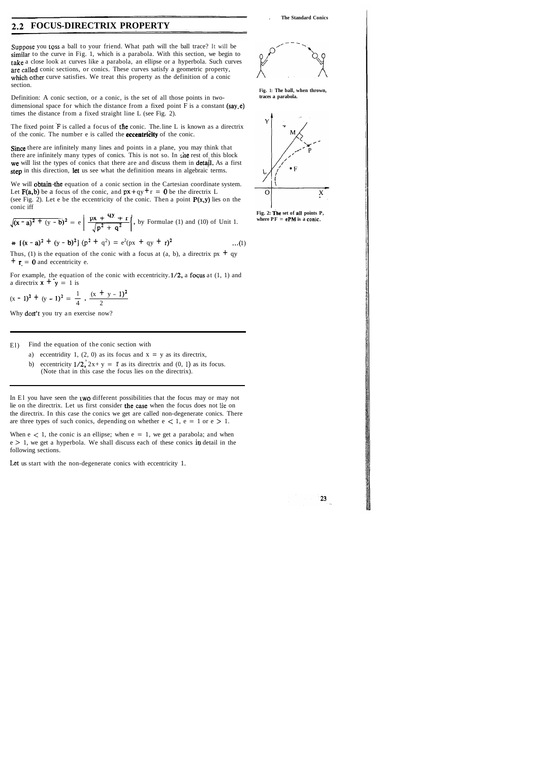## 2.2 FOCUS-DIRECTRIX PROPERTY

Suppose you toss a ball to your friend. What path will the ball trace? It will be similar to the curve in Fig. 1, which is a parabola. With this section, we begin to take a close look at curves like a parabola, an ellipse or a hyperbola. Such curves are called conic sections, or conics. These curves satisfy a geometric property, which other curve satisfies. We treat this property as the definition of a conic section.

Fig. 1: The ball, when thrown, traces a parabola.

Definition: A conic section, or a conic, is the set of all those points in two-dimensional space for which the distance from a fixed point F is a constant (say, e) times the distance from a fixed straight line L (see Fig. 2).

The fixed point F is called a focus of the conic. The line L is known as a directrix of the conic. The number e is called the **eccentricity** of the conic.

Since there are infinitely many lines and points in a plane, you may think that there are infinitely many types of conics. This is not so. In the rest of this block we will list the types of conics that there are and discuss them in detail. As a first step in this direction, let us see what the definition means in algebraic terms.

Fig. 2: The set of all points P, where PF = ePM is a conic.

We will obtain the equation of a conic section in the Cartesian coordinate system. Let $F(a,b)$ be a focus of the conic, and $px + qy + r = 0$ be the directrix L (see Fig. 2). Let e be the eccentricity of the conic. Then a point $P(x,y)$ lies on the conic iff

$$\sqrt{(x-a)^2 + (y-b)^2} = e \left| \frac{px + qy + r}{\sqrt{p^2 + q^2}} \right|, \text{ by Formulae (1) and (10) of Unit 1.}$$

$$\Leftrightarrow \{(x-a)^2 + (y-b)^2\}(p^2 + q^2) = e^2(px + qy + r)^2 \qquad \ldots(1)$$

Thus, (1) is the equation of the conic with a focus at (a, b), a directrix $px + qy + r = 0$ and eccentricity e.

For example, the equation of the conic with eccentricity $1/2$, a focus at (1, 1) and a directrix $x + y = 1$ is

$$(x-1)^2 + (y-1)^2 = \frac{1}{4} \cdot \frac{(x + y - 1)^2}{2}$$

Why don't you try an exercise now?

---

E1) Find the equation of the conic section with

a) eccentricity 1, (2, 0) as its focus and $x = y$ as its directrix,

b) eccentricity $1/2$, $2x + y = 1$ as its directrix and (0, 1) as its focus. (Note that in this case the focus lies on the directrix).

---

In E1 you have seen the two different possibilities that the focus may or may not lie on the directrix. Let us first consider the case when the focus does not lie on the directrix. In this case the conics we get are called non-degenerate conics. There are three types of such conics, depending on whether $e < 1$, $e = 1$ or $e > 1$.

When $e < 1$, the conic is an ellipse; when $e = 1$, we get a parabola; and when $e > 1$, we get a hyperbola. We shall discuss each of these conics in detail in the following sections.

Let us start with the non-degenerate conics with eccentricity 1.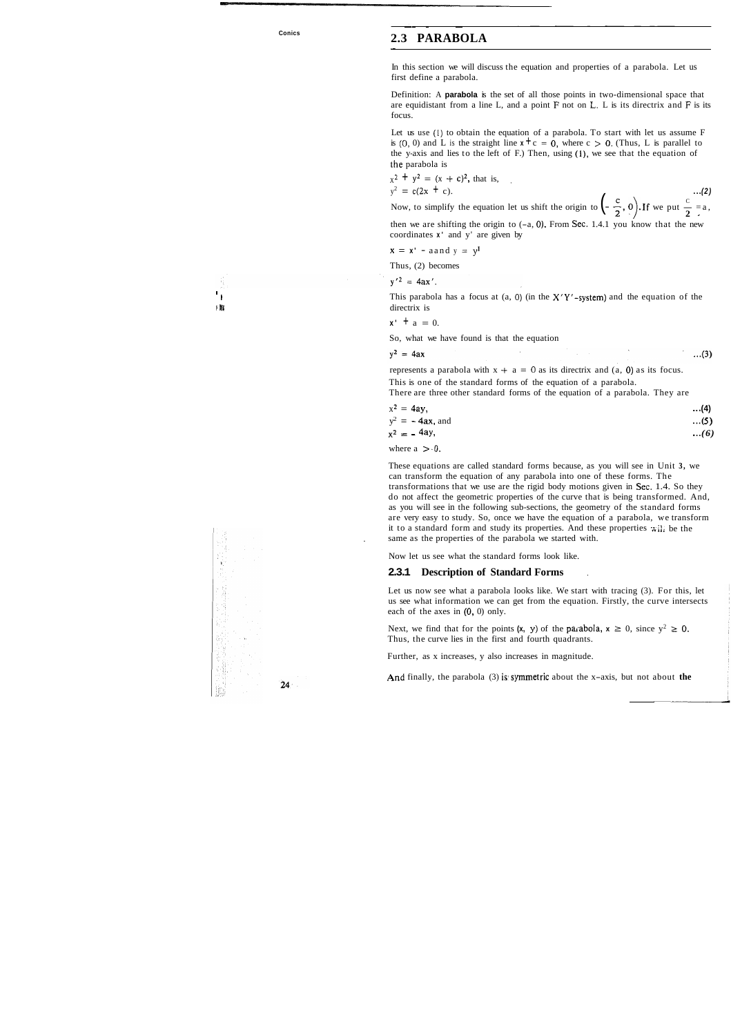## 2.3 PARABOLA

In this section we will discuss the equation and properties of a parabola. Let us first define a parabola.

Definition: A **parabola** is the set of all those points in two-dimensional space that are equidistant from a line L, and a point F not on L. L is its directrix and F is its focus.

Let us use (1) to obtain the equation of a parabola. To start with let us assume F is (0, 0) and L is the straight line $x + c = 0$, where $c > 0$. (Thus, L is parallel to the y-axis and lies to the left of F.) Then, using (1), we see that the equation of the parabola is

$x^2 + y^2 = (x + c)^2$, that is,

$$y^2 = c(2x + c). \qquad \ldots(2)$$

Now, to simplify the equation let us shift the origin to $\left(-\frac{c}{2}, 0\right)$. If we put $\frac{c}{2} = a$, then we are shifting the origin to $(-a, 0)$. From Sec. 1.4.1 you know that the new coordinates $x'$ and $y'$ are given by

$x = x' - a$ and $y = y'$

Thus, (2) becomes

$y'^2 = 4ax'$.

This parabola has a focus at (a, 0) (in the $X'Y'$-system) and the equation of the directrix is

$x' + a = 0$.

So, what we have found is that the equation

$$y^2 = 4ax \qquad \ldots(3)$$

represents a parabola with $x + a = 0$ as its directrix and (a, 0) as its focus. This is one of the standard forms of the equation of a parabola.
There are three other standard forms of the equation of a parabola. They are

$$x^2 = 4ay, \qquad \ldots(4)$$

$$y^2 = -4ax, \text{ and} \qquad \ldots(5)$$

$$x^2 = -4ay, \qquad \ldots(6)$$

where $a > 0$.

These equations are called standard forms because, as you will see in Unit 3, we can transform the equation of any parabola into one of these forms. The transformations that we use are the rigid body motions given in Sec. 1.4. So they do not affect the geometric properties of the curve that is being transformed. And, as you will see in the following sub-sections, the geometry of the standard forms are very easy to study. So, once we have the equation of a parabola, we transform it to a standard form and study its properties. And these properties will be the same as the properties of the parabola we started with.

Now let us see what the standard forms look like.

### 2.3.1 Description of Standard Forms

Let us now see what a parabola looks like. We start with tracing (3). For this, let us see what information we can get from the equation. Firstly, the curve intersects each of the axes in (0, 0) only.

Next, we find that for the points (x, y) of the parabola, $x \geq 0$, since $y^2 \geq 0$. Thus, the curve lies in the first and fourth quadrants.

Further, as x increases, y also increases in magnitude.

And finally, the parabola (3) is symmetric about the x-axis, but not about **the**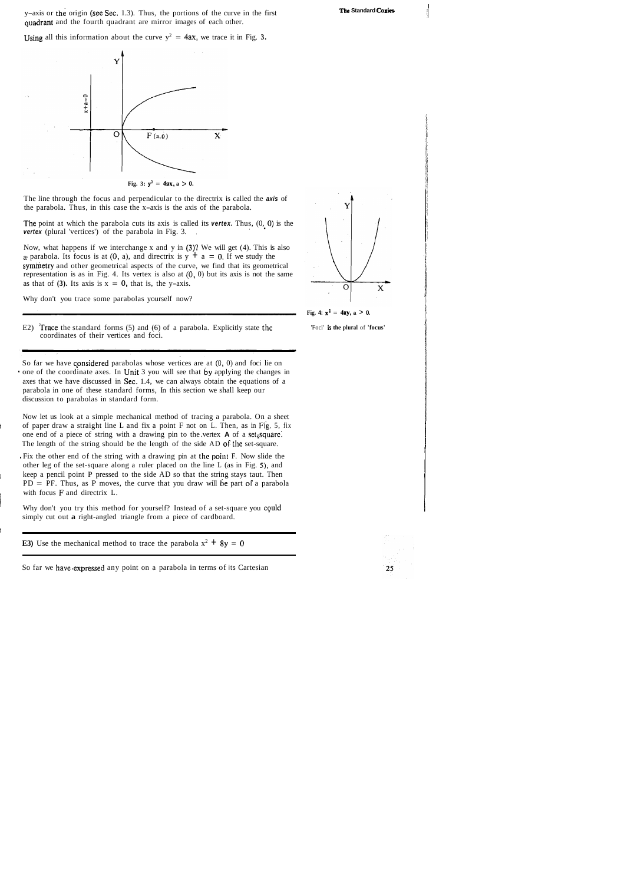y-axis or the origin (see Sec. 1.3). Thus, the portions of the curve in the first quadrant and the fourth quadrant are mirror images of each other.

Using all this information about the curve $y^2 = 4ax$, we trace it in Fig. 3.

Fig. 3: $y^2 = 4ax, a > 0$.

The line through the focus and perpendicular to the directrix is called the ***axis*** of the parabola. Thus, in this case the x-axis is the axis of the parabola.

The point at which the parabola cuts its axis is called its ***vertex***. Thus, (0, 0) is the ***vertex*** (plural 'vertices') of the parabola in Fig. 3.

Now, what happens if we interchange x and y in (3)? We will get (4). This is also a parabola. Its focus is at (0, a), and directrix is $y + a = 0$. If we study the symmetry and other geometrical aspects of the curve, we find that its geometrical representation is as in Fig. 4. Its vertex is also at (0, 0) but its axis is not the same as that of (3). Its axis is $x = 0$, that is, the y-axis.

Fig. 4: $x^2 = 4ay, a > 0$.

Why don't you trace some parabolas yourself now?

'Foci' is the plural of 'focus'

---

E2) Trace the standard forms (5) and (6) of a parabola. Explicitly state the coordinates of their vertices and foci.

---

So far we have considered parabolas whose vertices are at (0, 0) and foci lie on one of the coordinate axes. In Unit 3 you will see that by applying the changes in axes that we have discussed in Sec. 1.4, we can always obtain the equations of a parabola in one of these standard forms. In this section we shall keep our discussion to parabolas in standard form.

Now let us look at a simple mechanical method of tracing a parabola. On a sheet of paper draw a straight line L and fix a point F not on L. Then, as in Fig. 5, fix one end of a piece of string with a drawing pin to the vertex **A** of a set-square. The length of the string should be the length of the side AD of the set-square. Fix the other end of the string with a drawing pin at the point F. Now slide the other leg of the set-square along a ruler placed on the line L (as in Fig. 5), and keep a pencil point P pressed to the side AD so that the string stays taut. Then PD = PF. Thus, as P moves, the curve that you draw will be part of a parabola with focus F and directrix L.

Why don't you try this method for yourself? Instead of a set-square you could simply cut out **a** right-angled triangle from a piece of cardboard.

---

**E3)** Use the mechanical method to trace the parabola $x^2 + 8y = 0$

---

So far we have expressed any point on a parabola in terms of its Cartesian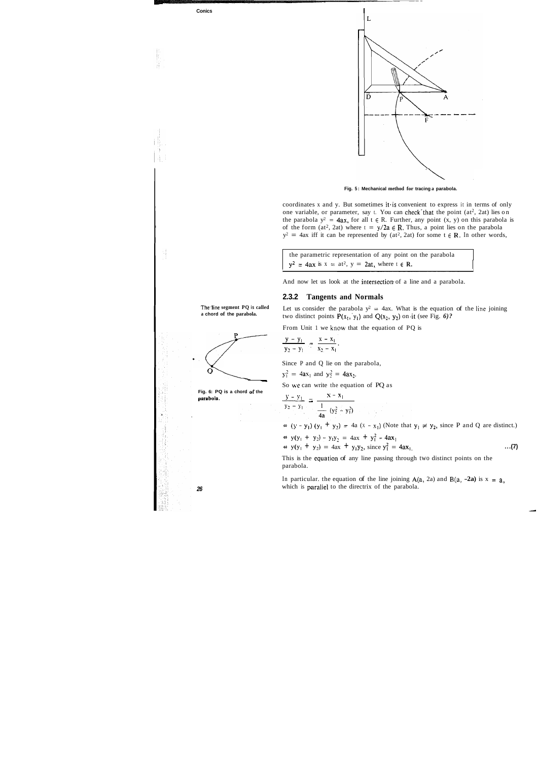Fig. 5: Mechanical method for tracing a parabola.

coordinates x and y. But sometimes it is convenient to express it in terms of only one variable, or parameter, say t. You can check that the point $(at^2, 2at)$ lies on the parabola $y^2 = 4ax$, for all $t \in R$. Further, any point (x, y) on this parabola is of the form $(at^2, 2at)$ where $t = y/2a \in R$. Thus, a point lies on the parabola $y^2 = 4ax$ iff it can be represented by $(at^2, 2at)$ for some $t \in R$. In other words,

> the parametric representation of any point on the parabola $y^2 = 4ax$ is $x = at^2$, $y = 2at$, where $t \in R$.

And now let us look at the intersection of a line and a parabola.

### 2.3.2 Tangents and Normals

Let us consider the parabola $y^2 = 4ax$. What is the equation of the line joining two distinct points $P(x_1, y_1)$ and $Q(x_2, y_2)$ on it (see Fig. 6)?

The line segment PQ is called a chord of the parabola.

Fig. 6: PQ is a chord of the parabola.

From Unit 1 we know that the equation of PQ is

$$\frac{y - y_1}{y_2 - y_1} = \frac{x - x_1}{x_2 - x_1}.$$

Since P and Q lie on the parabola,

$y_1^2 = 4ax_1$ and $y_2^2 = 4ax_2$.

So we can write the equation of PQ as

$$\frac{y - y_1}{y_2 - y_1} = \frac{x - x_1}{\frac{1}{4a}(y_2^2 - y_1^2)}$$

$\Leftrightarrow (y - y_1)(y_1 + y_2) = 4a(x - x_1)$ (Note that $y_1 \neq y_2$, since P and Q are distinct.)

$\Leftrightarrow y(y_1 + y_2) - y_1y_2 = 4ax + y_1^2 - 4ax_1$

$\Leftrightarrow y(y_1 + y_2) = 4ax + y_1y_2$, since $y_1^2 = 4ax_1$. ...(7)

This is the equation of any line passing through two distinct points on the parabola.

In particular, the equation of the line joining $A(a, 2a)$ and $B(a, -2a)$ is $x = a$, which is parallel to the directrix of the parabola.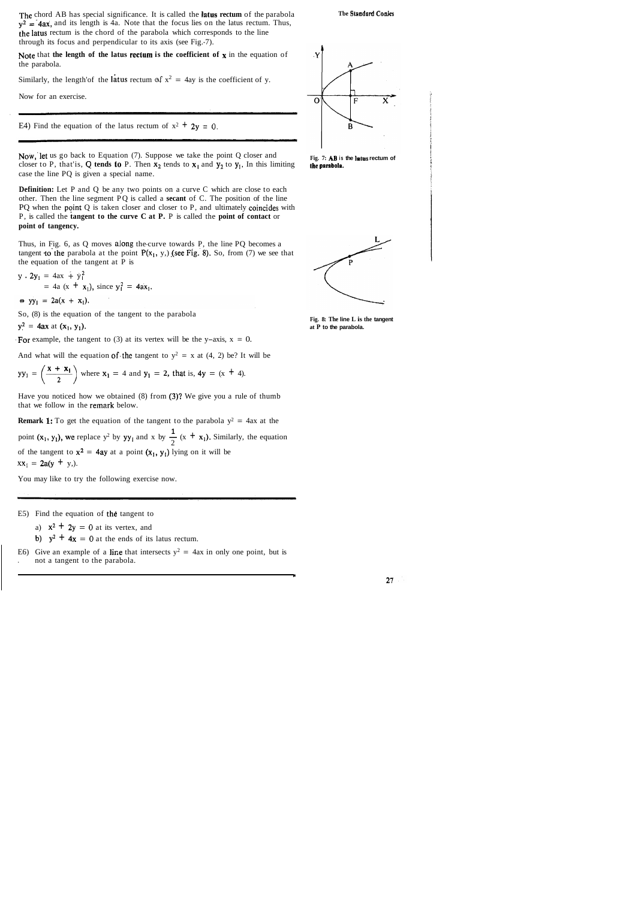The chord AB has special significance. It is called the **latus rectum** of the parabola $y^2 = 4ax$, and its length is 4a. Note that the focus lies on the latus rectum. Thus, the latus rectum is the chord of the parabola which corresponds to the line through its focus and perpendicular to its axis (see Fig. 7).

Note that **the length of the latus rectum is the coefficient of x** in the equation of the parabola.

Similarly, the length of the latus rectum of $x^2 = 4ay$ is the coefficient of y.

Now for an exercise.

Fig. 7: AB is the latus rectum of the parabola.

---

E4) Find the equation of the latus rectum of $x^2 + 2y = 0$.

---

Now, let us go back to Equation (7). Suppose we take the point Q closer and closer to P, that is, **Q tends to** P. Then $x_2$ tends to $x_1$ and $y_2$ to $y_1$. In this limiting case the line PQ is given a special name.

**Definition:** Let P and Q be any two points on a curve C which are close to each other. Then the line segment PQ is called a **secant** of C. The position of the line PQ when the point Q is taken closer and closer to P, and ultimately coincides with P, is called the **tangent to the curve C at P.** P is called the **point of contact** or **point of tangency.**

Thus, in Fig. 6, as Q moves along the curve towards P, the line PQ becomes a tangent to the parabola at the point $P(x_1, y_1)$ (see Fig. 8). So, from (7) we see that the equation of the tangent at P is

$$y \cdot 2y_1 = 4ax + y_1^2$$

$$= 4a(x + x_1), \text{ since } y_1^2 = 4ax_1.$$

$$\Leftrightarrow yy_1 = 2a(x + x_1).$$

So, (8) is the equation of the tangent to the parabola $y^2 = 4ax$ at $(x_1, y_1)$.

Fig. 8: The line L is the tangent at P to the parabola.

For example, the tangent to (3) at its vertex will be the y-axis, $x = 0$.

And what will the equation of the tangent to $y^2 = x$ at (4, 2) be? It will be

$$yy_1 = \left(\frac{x + x_1}{2}\right) \text{ where } x_1 = 4 \text{ and } y_1 = 2, \text{ that is, } 4y = (x + 4).$$

Have you noticed how we obtained (8) from (3)? We give you a rule of thumb that we follow in the remark below.

**Remark 1:** To get the equation of the tangent to the parabola $y^2 = 4ax$ at the point $(x_1, y_1)$, we replace $y^2$ by $yy_1$ and x by $\frac{1}{2}(x + x_1)$. Similarly, the equation of the tangent to $x^2 = 4ay$ at a point $(x_1, y_1)$ lying on it will be $xx_1 = 2a(y + y_1)$.

You may like to try the following exercise now.

---

E5) Find the equation of the tangent to

a) $x^2 + 2y = 0$ at its vertex, and

b) $y^2 + 4x = 0$ at the ends of its latus rectum.

E6) Give an example of a line that intersects $y^2 = 4ax$ in only one point, but is not a tangent to the parabola.

---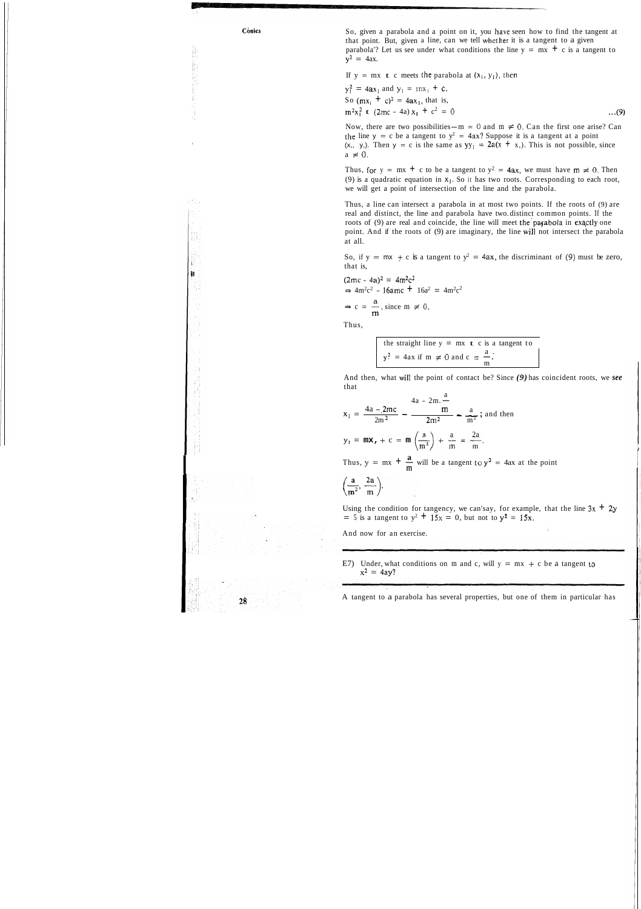So, given a parabola and a point on it, you have seen how to find the tangent at that point. But, given a line, can we tell whether it is a tangent to a given parabola? Let us see under what conditions the line $y = mx + c$ is a tangent to $y^2 = 4ax$.

If $y = mx + c$ meets the parabola at $(x_1, y_1)$, then

$y_1^2 = 4ax_1$ and $y_1 = mx_1 + c$.

So $(mx_1 + c)^2 = 4ax_1$, that is,

$$m^2x_1^2 + (2mc - 4a)x_1 + c^2 = 0 \quad \ldots(9)$$

Now, there are two possibilities—$m = 0$ and $m \neq 0$. Can the first one arise? Can the line $y = c$ be a tangent to $y^2 = 4ax$? Suppose it is a tangent at a point $(x_1, y_1)$. Then $y = c$ is the same as $yy_1 = 2a(x + x_1)$. This is not possible, since $a \neq 0$.

Thus, for $y = mx + c$ to be a tangent to $y^2 = 4ax$, we must have $m \neq 0$. Then (9) is a quadratic equation in $x_1$. So it has two roots. Corresponding to each root, we will get a point of intersection of the line and the parabola.

Thus, a line can intersect a parabola in at most two points. If the roots of (9) are real and distinct, the line and parabola have two distinct common points. If the roots of (9) are real and coincide, the line will meet the parabola in exactly one point. And if the roots of (9) are imaginary, the line will not intersect the parabola at all.

So, if $y = mx + c$ is a tangent to $y^2 = 4ax$, the discriminant of (9) must be zero, that is,

$$(2mc - 4a)^2 = 4m^2c^2$$

$$\Rightarrow 4m^2c^2 - 16amc + 16a^2 = 4m^2c^2$$

$$\Rightarrow c = \frac{a}{m}, \text{ since } m \neq 0.$$

Thus,

> the straight line $y = mx + c$ is a tangent to $y^2 = 4ax$ if $m \neq 0$ and $c = \frac{a}{m}$.

And then, what will the point of contact be? Since *(9)* has coincident roots, we *see* that

$$x_1 = \frac{4a - 2mc}{2m^2} = \frac{4a - 2m.\frac{a}{m}}{2m^2} = \frac{a}{m^2}; \text{ and then}$$

$$y_1 = mx_1 + c = m\left(\frac{a}{m^2}\right) + \frac{a}{m} = \frac{2a}{m}.$$

Thus, $y = mx + \frac{a}{m}$ will be a tangent to $y^2 = 4ax$ at the point $\left(\frac{a}{m^2}, \frac{2a}{m}\right)$.

Using the condition for tangency, we can say, for example, that the line $3x + 2y = 5$ is a tangent to $y^2 + 15x = 0$, but not to $y^2 = 15x$.

And now for an exercise.

---

E7) Under what conditions on $m$ and $c$, will $y = mx + c$ be a tangent to $x^2 = 4ay$?

---

A tangent to a parabola has several properties, but one of them in particular has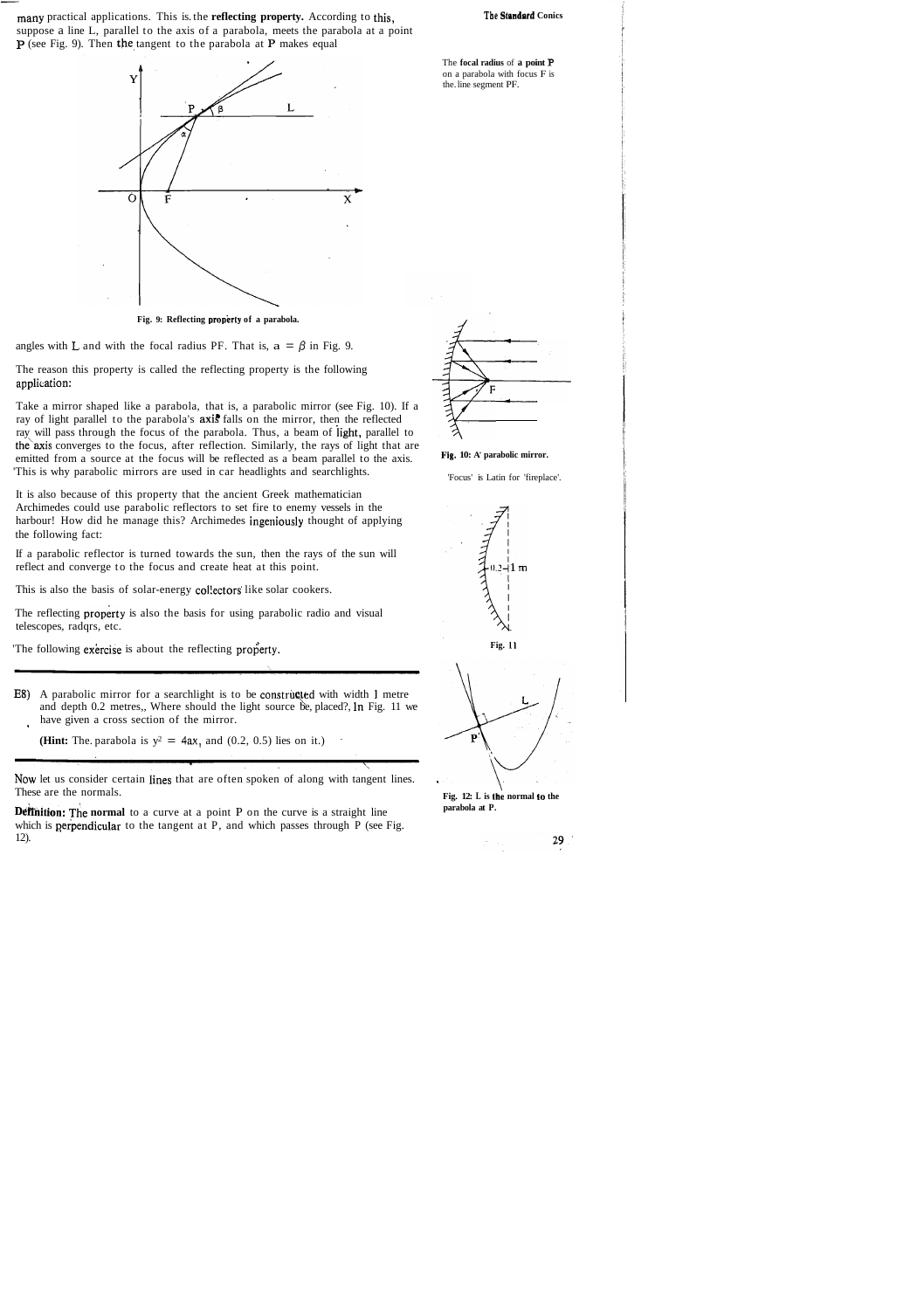many practical applications. This is the **reflecting property.** According to this, suppose a line L, parallel to the axis of a parabola, meets the parabola at a point P (see Fig. 9). Then the tangent to the parabola at P makes equal

The **focal radius** of **a point P** on a parabola with focus F is the line segment PF.

**Fig. 9: Reflecting property of a parabola.**

angles with L and with the focal radius PF. That is, $\alpha = \beta$ in Fig. 9.

The reason this property is called the reflecting property is the following application:

Take a mirror shaped like a parabola, that is, a parabolic mirror (see Fig. 10). If a ray of light parallel to the parabola's axis falls on the mirror, then the reflected ray will pass through the focus of the parabola. Thus, a beam of light, parallel to the axis converges to the focus, after reflection. Similarly, the rays of light that are emitted from a source at the focus will be reflected as a beam parallel to the axis. This is why parabolic mirrors are used in car headlights and searchlights.

**Fig. 10: A parabolic mirror.**

'Focus' is Latin for 'fireplace'.

It is also because of this property that the ancient Greek mathematician Archimedes could use parabolic reflectors to set fire to enemy vessels in the harbour! How did he manage this? Archimedes ingeniously thought of applying the following fact:

If a parabolic reflector is turned towards the sun, then the rays of the sun will reflect and converge to the focus and create heat at this point.

This is also the basis of solar-energy collectors like solar cookers.

The reflecting property is also the basis for using parabolic radio and visual telescopes, radars, etc.

The following exercise is about the reflecting property.

**Fig. 11**

---

E8) A parabolic mirror for a searchlight is to be constructed with width 1 metre and depth 0.2 metres. Where should the light source be placed? In Fig. 11 we have given a cross section of the mirror.

**(Hint:** The parabola is $y^2 = 4ax$, and (0.2, 0.5) lies on it.)

---

Now let us consider certain lines that are often spoken of along with tangent lines. These are the normals.

**Definition:** The **normal** to a curve at a point P on the curve is a straight line which is perpendicular to the tangent at P, and which passes through P (see Fig. 12).

**Fig. 12: L is the normal to the parabola at P.**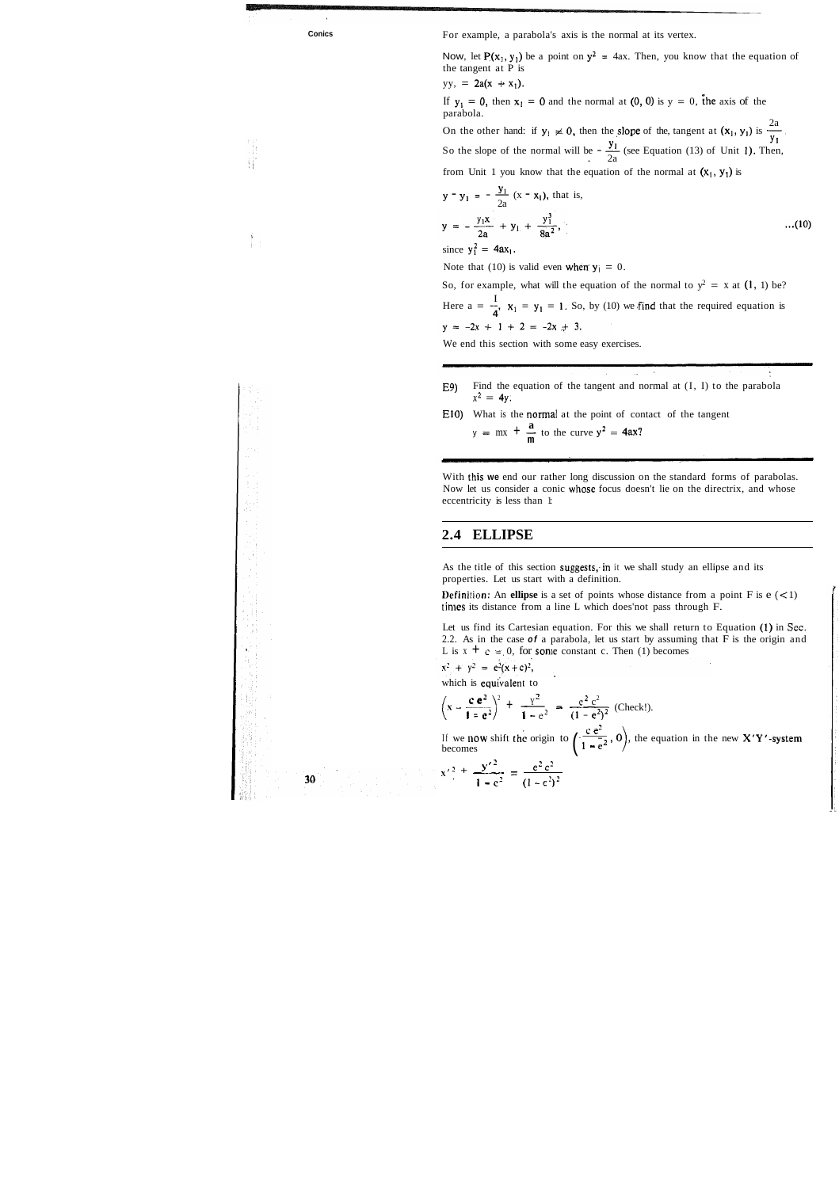For example, a parabola's axis is the normal at its vertex.

Now, let $P(x_1, y_1)$ be a point on $y^2 = 4ax$. Then, you know that the equation of the tangent at P is

$yy_1 = 2a(x + x_1)$.

If $y_1 = 0$, then $x_1 = 0$ and the normal at $(0, 0)$ is $y = 0$, the axis of the parabola.

On the other hand: if $y_1 \neq 0$, then the slope of the tangent at $(x_1, y_1)$ is $\frac{2a}{y_1}$.

So the slope of the normal will be $-\frac{y_1}{2a}$ (see Equation (13) of Unit 1). Then, from Unit 1 you know that the equation of the normal at $(x_1, y_1)$ is

$y - y_1 = -\frac{y_1}{2a}(x - x_1)$, that is,

$$y = -\frac{y_1 x}{2a} + y_1 + \frac{y_1^3}{8a^2}, \quad \ldots(10)$$

since $y_1^2 = 4ax_1$.

Note that (10) is valid even when $y_1 = 0$.

So, for example, what will the equation of the normal to $y^2 = x$ at $(1, 1)$ be?

Here $a = \frac{1}{4}$, $x_1 = y_1 = 1$. So, by (10) we find that the required equation is

$y = -2x + 1 + 2 = -2x + 3$.

We end this section with some easy exercises.

---

E9) Find the equation of the tangent and normal at (1, 1) to the parabola $x^2 = 4y$.

E10) What is the normal at the point of contact of the tangent $y = mx + \frac{a}{m}$ to the curve $y^2 = 4ax$?

---

With this we end our rather long discussion on the standard forms of parabolas. Now let us consider a conic whose focus doesn't lie on the directrix, and whose eccentricity is less than 1.

## 2.4 ELLIPSE

As the title of this section suggests, in it we shall study an ellipse and its properties. Let us start with a definition.

**Definition:** An **ellipse** is a set of points whose distance from a point F is e (< 1) times its distance from a line L which does not pass through F.

Let us find its Cartesian equation. For this we shall return to Equation (1) in Sec. 2.2. As in the case of a parabola, let us start by assuming that F is the origin and L is $x + c = 0$, for some constant c. Then (1) becomes

$x^2 + y^2 = e^2(x + c)^2$,

which is equivalent to

$$\left(x - \frac{ce^2}{1 - e^2}\right)^2 + \frac{y^2}{1 - e^2} = \frac{e^2c^2}{(1 - e^2)^2} \text{ (Check!).}$$

If we now shift the origin to $\left(\frac{ce^2}{1 - e^2}, 0\right)$, the equation in the new X'Y'-system becomes

$$x'^2 + \frac{y'^2}{1 - e^2} = \frac{e^2c^2}{(1 - e^2)^2}$$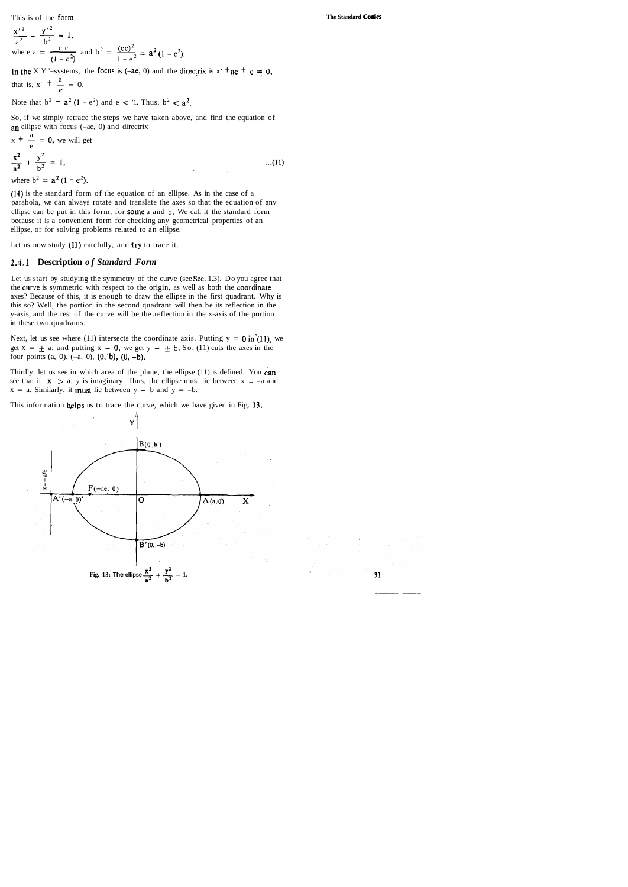This is of the form

$$\frac{x'^2}{a^2} + \frac{y'^2}{b^2} = 1,$$

where $a = \frac{ec}{(1 - e^2)}$ and $b^2 = \frac{(ec)^2}{1 - e^2} = a^2 (1 - e^2)$.

In the X'Y '–systems, the focus is $(-ae, 0)$ and the directrix is $x' + ae + c = 0$, that is, $x' + \frac{a}{e} = 0$.

Note that $b^2 = a^2 (1 - e^2)$ and $e < 1$. Thus, $b^2 < a^2$.

So, if we simply retrace the steps we have taken above, and find the equation of an ellipse with focus $(-ae, 0)$ and directrix $x + \frac{a}{e} = 0$, we will get

$$\frac{x^2}{a^2} + \frac{y^2}{b^2} = 1, \qquad \text{...(11)}$$

where $b^2 = a^2 (1 - e^2)$.

(11) is the standard form of the equation of an ellipse. As in the case of a parabola, we can always rotate and translate the axes so that the equation of any ellipse can be put in this form, for some a and b. We call it the standard form because it is a convenient form for checking any geometrical properties of an ellipse, or for solving problems related to an ellipse.

Let us now study (11) carefully, and try to trace it.

### 2.4.1 Description *of Standard Form*

Let us start by studying the symmetry of the curve (see Sec. 1.3). Do you agree that the curve is symmetric with respect to the origin, as well as both the coordinate axes? Because of this, it is enough to draw the ellipse in the first quadrant. Why is this so? Well, the portion in the second quadrant will then be its reflection in the y-axis; and the rest of the curve will be the reflection in the x-axis of the portion in these two quadrants.

Next, let us see where (11) intersects the coordinate axis. Putting $y = 0$ in (11), we get $x = \pm a$; and putting $x = 0$, we get $y = \pm b$. So, (11) cuts the axes in the four points $(a, 0)$, $(-a, 0)$, $(0, b)$, $(0, -b)$.

Thirdly, let us see in which area of the plane, the ellipse (11) is defined. You can see that if $|x| > a$, y is imaginary. Thus, the ellipse must lie between $x = -a$ and $x = a$. Similarly, it must lie between $y = b$ and $y = -b$.

This information helps us to trace the curve, which we have given in Fig. 13.

Fig. 13: The ellipse $\frac{x^2}{a^2} + \frac{y^2}{b^2} = 1$.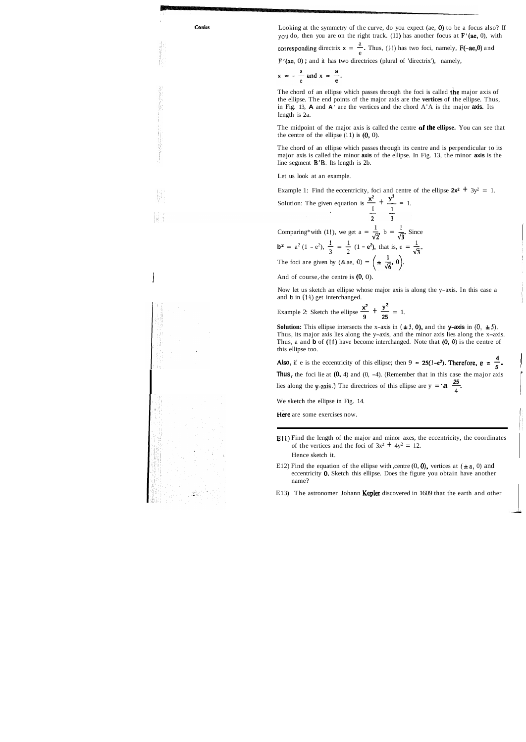Looking at the symmetry of the curve, do you expect $(ae, 0)$ to be a focus also? If you do, then you are on the right track. (11) has another focus at $F'(ae, 0)$, with corresponding directrix $x = \frac{a}{e}$. Thus, (11) has two foci, namely, $F(-ae,0)$ and $F'(ae, 0)$; and it has two directrices (plural of 'directrix'), namely, $x = -\frac{a}{e}$ and $x = \frac{a}{e}$.

The chord of an ellipse which passes through the foci is called the major axis of the ellipse. The end points of the major axis are the **vertices** of the ellipse. Thus, in Fig. 13, **A** and **A'** are the vertices and the chord A'A is the major **axis.** Its length is 2a.

The midpoint of the major axis is called the centre **of the ellipse.** You can see that the centre of the ellipse (11) is $(0, 0)$.

The chord of an ellipse which passes through its centre and is perpendicular to its major axis is called the minor **axis** of the ellipse. In Fig. 13, the minor **axis** is the line segment B'B. Its length is 2b.

Let us look at an example.

Example 1: Find the eccentricity, foci and centre of the ellipse $2x^2 + 3y^2 = 1$.

Solution: The given equation is $\dfrac{x^2}{\frac{1}{2}} + \dfrac{y^2}{\frac{1}{3}} = 1$.

Comparing*with (11), we get $a = \frac{1}{\sqrt{2}}$, $b = \frac{1}{\sqrt{3}}$. Since $b^2 = a^2(1 - e^2)$, $\frac{1}{3} = \frac{1}{2}(1 - e^2)$, that is, $e = \frac{1}{\sqrt{3}}$.

The foci are given by $(\pm ae, 0) = \left(\pm \frac{1}{\sqrt{6}}, 0\right)$.

And of course, the centre is $(0, 0)$.

Now let us sketch an ellipse whose major axis is along the y-axis. In this case a and b in (11) get interchanged.

Example 2: Sketch the ellipse $\dfrac{x^2}{9} + \dfrac{y^2}{25} = 1$.

**Solution:** This ellipse intersects the x-axis in $(\pm 3, 0)$, and the **y-axis** in $(0, \pm 5)$. Thus, its major axis lies along the y-axis, and the minor axis lies along the x-axis. Thus, a and **b** of (11) have become interchanged. Note that $(0, 0)$ is the centre of this ellipse too.

Also, if e is the eccentricity of this ellipse; then $9 = 25(1-e^2)$. Therefore, $e = \frac{4}{5}$.

Thus, the foci lie at $(0, 4)$ and $(0, -4)$. (Remember that in this case the major axis lies along the y-axis.) The directrices of this ellipse are $y = \pm \frac{25}{4}$.

We sketch the ellipse in Fig. 14.

Here are some exercises now.

---

E11) Find the length of the major and minor axes, the eccentricity, the coordinates of the vertices and the foci of $3x^2 + 4y^2 = 12$.

Hence sketch it.

E12) Find the equation of the ellipse with centre $(0, 0)$, vertices at $(\pm a, 0)$ and eccentricity 0. Sketch this ellipse. Does the figure you obtain have another name?

E13) The astronomer Johann Kepler discovered in 1609 that the earth and other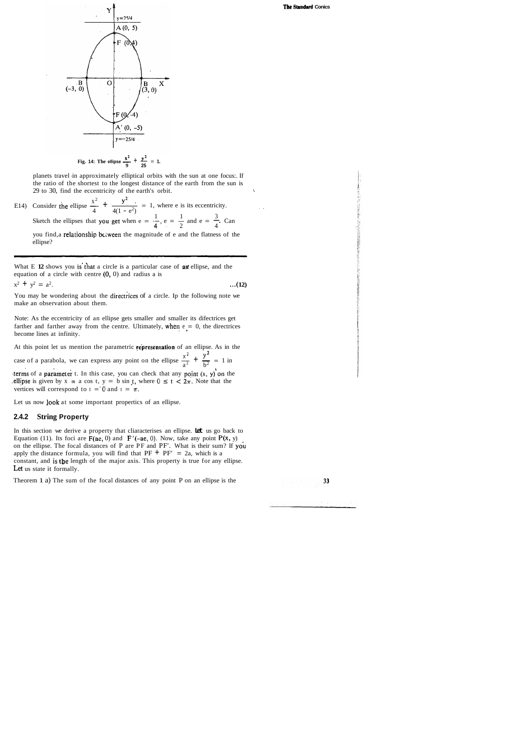Fig. 14: The ellipse $\frac{x^2}{9} + \frac{y^2}{25} = 1$.

planets travel in approximately elliptical orbits with the sun at one focus. If the ratio of the shortest to the longest distance of the earth from the sun is 29 to 30, find the eccentricity of the earth's orbit.

E14) Consider the ellipse $\frac{x^2}{4} + \frac{y^2}{4(1-e^2)} = 1$, where e is its eccentricity. Sketch the ellipses that you get when $e = \frac{1}{4}$, $e = \frac{1}{2}$ and $e = \frac{3}{4}$. Can you find a relationship between the magnitude of e and the flatness of the ellipse?

---

What E 12 shows you is that a circle is a particular case of an ellipse, and the equation of a circle with centre (0, 0) and radius a is

$$x^2 + y^2 = a^2. \quad \ldots(12)$$

You may be wondering about the directrices of a circle. In the following note we make an observation about them.

Note: As the eccentricity of an ellipse gets smaller and smaller its directrices get farther and farther away from the centre. Ultimately, when $e = 0$, the directrices become lines at infinity.

At this point let us mention the parametric representation of an ellipse. As in the case of a parabola, we can express any point on the ellipse $\frac{x^2}{a^2} + \frac{y^2}{b^2} = 1$ in terms of a parameter t. In this case, you can check that any point (x, y) on the ellipse is given by $x = a \cos t$, $y = b \sin t$, where $0 \leq t < 2\pi$. Note that the vertices will correspond to $t = 0$ and $t = \pi$.

Let us now look at some important properties of an ellipse.

### 2.4.2 String Property

In this section we derive a property that characterises an ellipse. Let us go back to Equation (11). Its foci are F(ae, 0) and F'(–ae, 0). Now, take any point P(x, y) on the ellipse. The focal distances of P are PF and PF'. What is their sum? If you apply the distance formula, you will find that PF + PF' = 2a, which is a constant, and is the length of the major axis. This property is true for any ellipse. Let us state it formally.

Theorem 1 a) The sum of the focal distances of any point P on an ellipse is the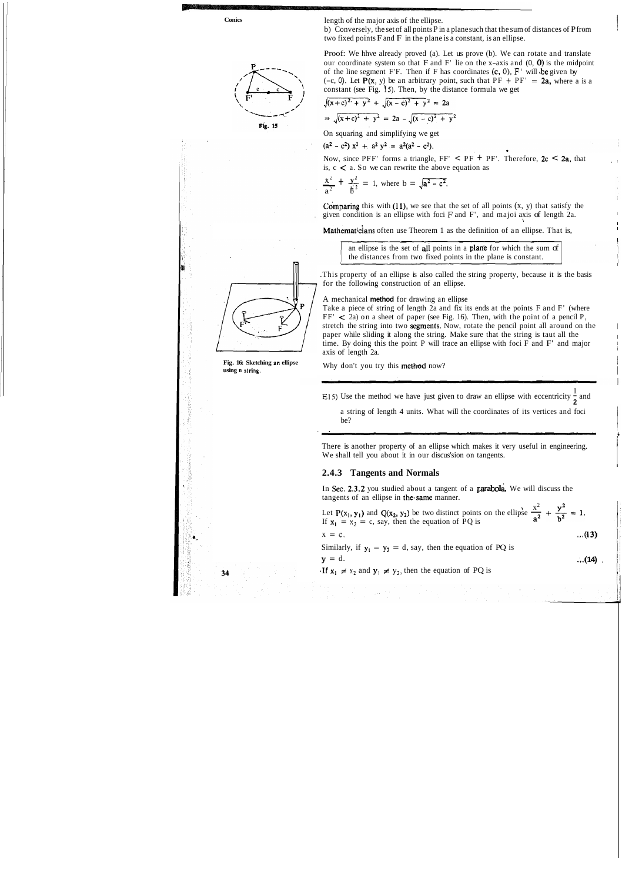length of the major axis of the ellipse.

b) Conversely, the set of all points P in a plane such that the sum of distances of P from two fixed points F and F' in the plane is a constant, is an ellipse.

Proof: We have already proved (a). Let us prove (b). We can rotate and translate our coordinate system so that F and F' lie on the x-axis and (0, 0) is the midpoint of the line segment F'F. Then if F has coordinates (c, 0), F' will be given by (–c, 0). Let P(x, y) be an arbitrary point, such that PF + PF' = 2a, where a is a constant (see Fig. 15). Then, by the distance formula we get

$$\sqrt{(x+c)^2 + y^2} + \sqrt{(x-c)^2 + y^2} = 2a$$

$$\Rightarrow \sqrt{(x+c)^2 + y^2} = 2a - \sqrt{(x-c)^2 + y^2}$$

Fig. 15

On squaring and simplifying we get

$$(a^2 - c^2)\,x^2 + a^2 y^2 = a^2(a^2 - c^2).$$

Now, since PFF' forms a triangle, FF' < PF + PF'. Therefore, 2c < 2a, that is, c < a. So we can rewrite the above equation as

$$\frac{x^2}{a^2} + \frac{y^2}{b^2} = 1, \text{ where } b = \sqrt{a^2 - c^2}.$$

Comparing this with (11), we see that the set of all points (x, y) that satisfy the given condition is an ellipse with foci F and F', and major axis of length 2a.

Mathematicians often use Theorem 1 as the definition of an ellipse. That is,

> an ellipse is the set of all points in a plane for which the sum of the distances from two fixed points in the plane is constant.

This property of an ellipse is also called the string property, because it is the basis for the following construction of an ellipse.

A mechanical method for drawing an ellipse

Take a piece of string of length 2a and fix its ends at the points F and F' (where FF' < 2a) on a sheet of paper (see Fig. 16). Then, with the point of a pencil P, stretch the string into two segments. Now, rotate the pencil point all around on the paper while sliding it along the string. Make sure that the string is taut all the time. By doing this the point P will trace an ellipse with foci F and F' and major axis of length 2a.

Fig. 16: Sketching an ellipse using a string.

Why don't you try this method now?

---

E15) Use the method we have just given to draw an ellipse with eccentricity $\frac{1}{2}$ and a string of length 4 units. What will the coordinates of its vertices and foci be?

---

There is another property of an ellipse which makes it very useful in engineering. We shall tell you about it in our discussion on tangents.

### 2.4.3 Tangents and Normals

In Sec. 2.3.2 you studied about a tangent of a parabola. We will discuss the tangents of an ellipse in the same manner.

Let $P(x_1, y_1)$ and $Q(x_2, y_2)$ be two distinct points on the ellipse $\frac{x^2}{a^2} + \frac{y^2}{b^2} = 1$. If $x_1 = x_2 = c$, say, then the equation of PQ is

$$x = c. \qquad \ldots(13)$$

Similarly, if $y_1 = y_2 = d$, say, then the equation of PQ is

$$y = d. \qquad \ldots(14)$$

If $x_1 \neq x_2$ and $y_1 \neq y_2$, then the equation of PQ is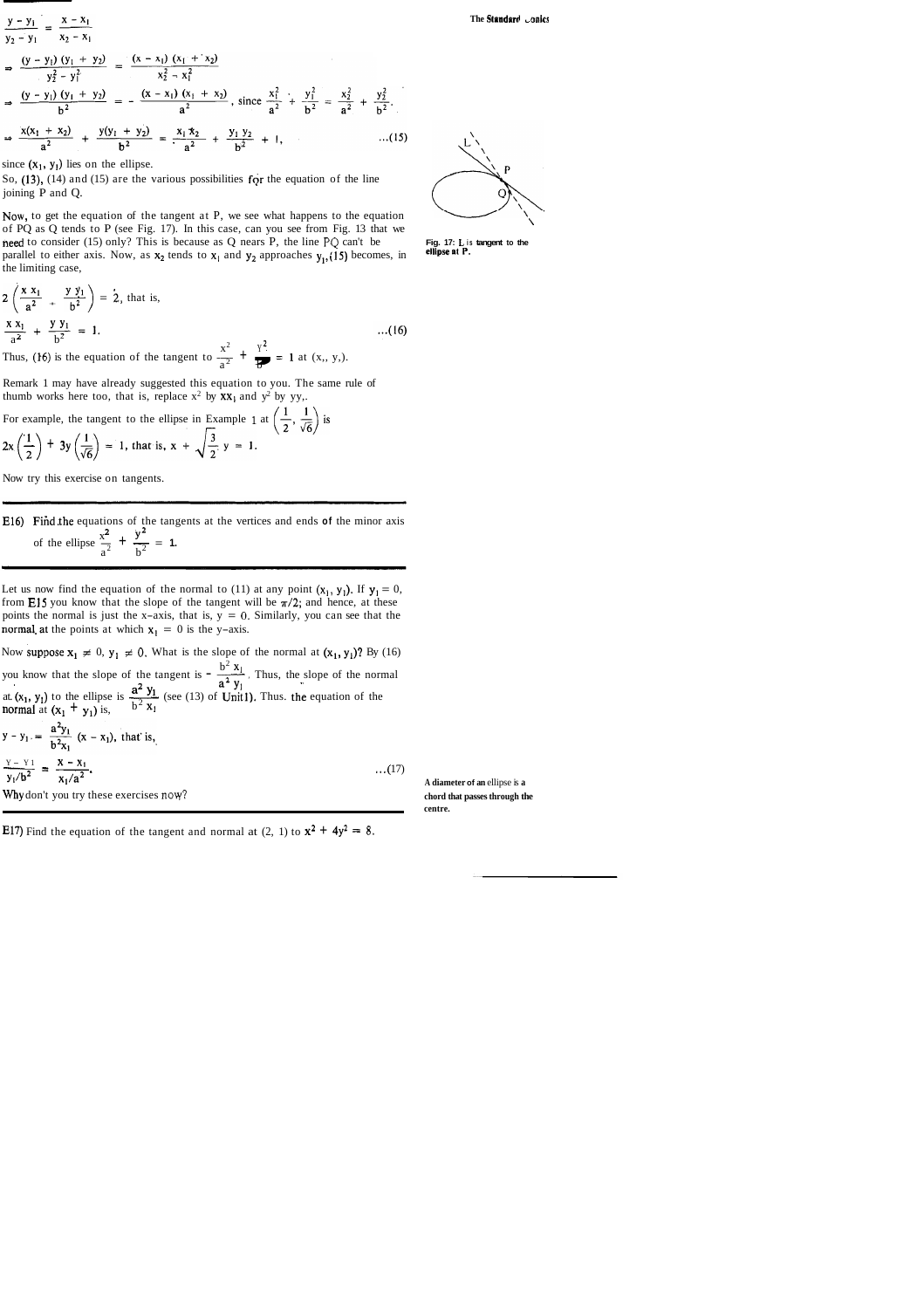$$\frac{y - y_1}{y_2 - y_1} = \frac{x - x_1}{x_2 - x_1}$$

$$\Rightarrow \frac{(y - y_1)(y_1 + y_2)}{y_2^2 - y_1^2} = \frac{(x - x_1)(x_1 + x_2)}{x_2^2 - x_1^2}$$

$$\Rightarrow \frac{(y - y_1)(y_1 + y_2)}{b^2} = -\frac{(x - x_1)(x_1 + x_2)}{a^2}, \text{ since } \frac{x_1^2}{a^2} + \frac{y_1^2}{b^2} = \frac{x_2^2}{a^2} + \frac{y_2^2}{b^2}.$$

$$\Rightarrow \frac{x(x_1 + x_2)}{a^2} + \frac{y(y_1 + y_2)}{b^2} = \frac{x_1 x_2}{a^2} + \frac{y_1 y_2}{b^2} + 1, \quad \ldots(15)$$

since $(x_1, y_1)$ lies on the ellipse.

So, (13), (14) and (15) are the various possibilities for the equation of the line joining P and Q.

Now, to get the equation of the tangent at P, we see what happens to the equation of PQ as Q tends to P (see Fig. 17). In this case, can you see from Fig. 13 that we need to consider (15) only? This is because as Q nears P, the line PQ can't be parallel to either axis. Now, as $x_2$ tends to $x_1$ and $y_2$ approaches $y_1$, (15) becomes, in the limiting case,

Fig. 17: L is tangent to the ellipse at P.

$$2\left(\frac{x x_1}{a^2} + \frac{y y_1}{b^2}\right) = 2, \text{ that is,}$$

$$\frac{x x_1}{a^2} + \frac{y y_1}{b^2} = 1. \quad \ldots(16)$$

Thus, (16) is the equation of the tangent to $\frac{x^2}{a^2} + \frac{y^2}{b^2} = 1$ at $(x_1, y_1)$.

Remark 1 may have already suggested this equation to you. The same rule of thumb works here too, that is, replace $x^2$ by $xx_1$ and $y^2$ by $yy_1$.

For example, the tangent to the ellipse in Example 1 at $\left(\frac{1}{2}, \frac{1}{\sqrt{6}}\right)$ is

$$2x\left(\frac{1}{2}\right) + 3y\left(\frac{1}{\sqrt{6}}\right) = 1, \text{ that is, } x + \sqrt{\frac{3}{2}}\, y = 1.$$

Now try this exercise on tangents.

---

E16) Find the equations of the tangents at the vertices and ends of the minor axis of the ellipse $\frac{x^2}{a^2} + \frac{y^2}{b^2} = 1$.

---

Let us now find the equation of the normal to (11) at any point $(x_1, y_1)$. If $y_1 = 0$, from E15 you know that the slope of the tangent will be $\pi/2$; and hence, at these points the normal is just the x-axis, that is, $y = 0$. Similarly, you can see that the normal at the points at which $x_1 = 0$ is the y-axis.

Now suppose $x_1 \neq 0$, $y_1 \neq 0$. What is the slope of the normal at $(x_1, y_1)$? By (16) you know that the slope of the tangent is $-\frac{b^2 x_1}{a^2 y_1}$. Thus, the slope of the normal at $(x_1, y_1)$ to the ellipse is $\frac{a^2 y_1}{b^2 x_1}$ (see (13) of Unit 1). Thus, the equation of the normal at $(x_1, y_1)$ is,

$$y - y_1 = \frac{a^2 y_1}{b^2 x_1}(x - x_1), \text{ that is,}$$

$$\frac{y - y_1}{y_1/b^2} = \frac{x - x_1}{x_1/a^2}. \quad \ldots(17)$$

Why don't you try these exercises now?

A diameter of an ellipse is a chord that passes through the centre.

---

E17) Find the equation of the tangent and normal at (2, 1) to $x^2 + 4y^2 = 8$.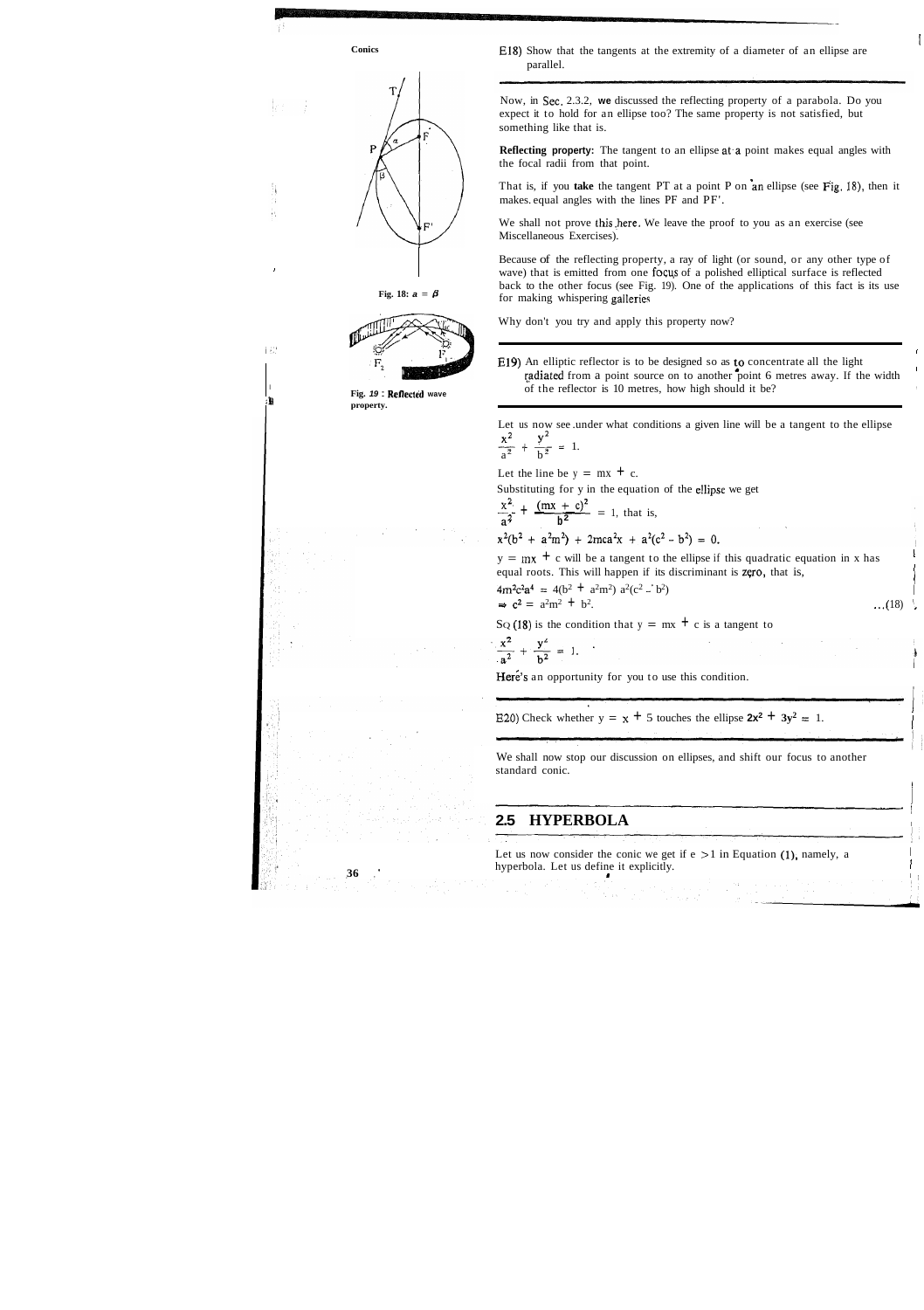E18) Show that the tangents at the extremity of a diameter of an ellipse are parallel.

Now, in Sec. 2.3.2, we discussed the reflecting property of a parabola. Do you expect it to hold for an ellipse too? The same property is not satisfied, but something like that is.

**Reflecting property:** The tangent to an ellipse at a point makes equal angles with the focal radii from that point.

That is, if you take the tangent PT at a point P on an ellipse (see Fig. 18), then it makes equal angles with the lines PF and PF'.

We shall not prove this here. We leave the proof to you as an exercise (see Miscellaneous Exercises).

Because of the reflecting property, a ray of light (or sound, or any other type of wave) that is emitted from one focus of a polished elliptical surface is reflected back to the other focus (see Fig. 19). One of the applications of this fact is its use for making whispering galleries

Fig. 18: $\alpha = \beta$

Fig. 19 : Reflected wave property.

Why don't you try and apply this property now?

E19) An elliptic reflector is to be designed so as to concentrate all the light radiated from a point source on to another point 6 metres away. If the width of the reflector is 10 metres, how high should it be?

Let us now see under what conditions a given line will be a tangent to the ellipse $\frac{x^2}{a^2} + \frac{y^2}{b^2} = 1$.

Let the line be $y = mx + c$.

Substituting for y in the equation of the ellipse we get

$\frac{x^2}{a^2} + \frac{(mx + c)^2}{b^2} = 1$, that is,

$x^2(b^2 + a^2m^2) + 2mca^2x + a^2(c^2 - b^2) = 0.$

$y = mx + c$ will be a tangent to the ellipse if this quadratic equation in x has equal roots. This will happen if its discriminant is zero, that is,

$4m^2c^2a^4 = 4(b^2 + a^2m^2)\, a^2(c^2 - b^2)$

$\Rightarrow c^2 = a^2m^2 + b^2$. ...(18)

So (18) is the condition that $y = mx + c$ is a tangent to

$\frac{x^2}{a^2} + \frac{y^2}{b^2} = 1.$

Here's an opportunity for you to use this condition.

E20) Check whether $y = x + 5$ touches the ellipse $2x^2 + 3y^2 = 1$.

We shall now stop our discussion on ellipses, and shift our focus to another standard conic.

## 2.5 HYPERBOLA

Let us now consider the conic we get if $e > 1$ in Equation (1), namely, a hyperbola. Let us define it explicitly.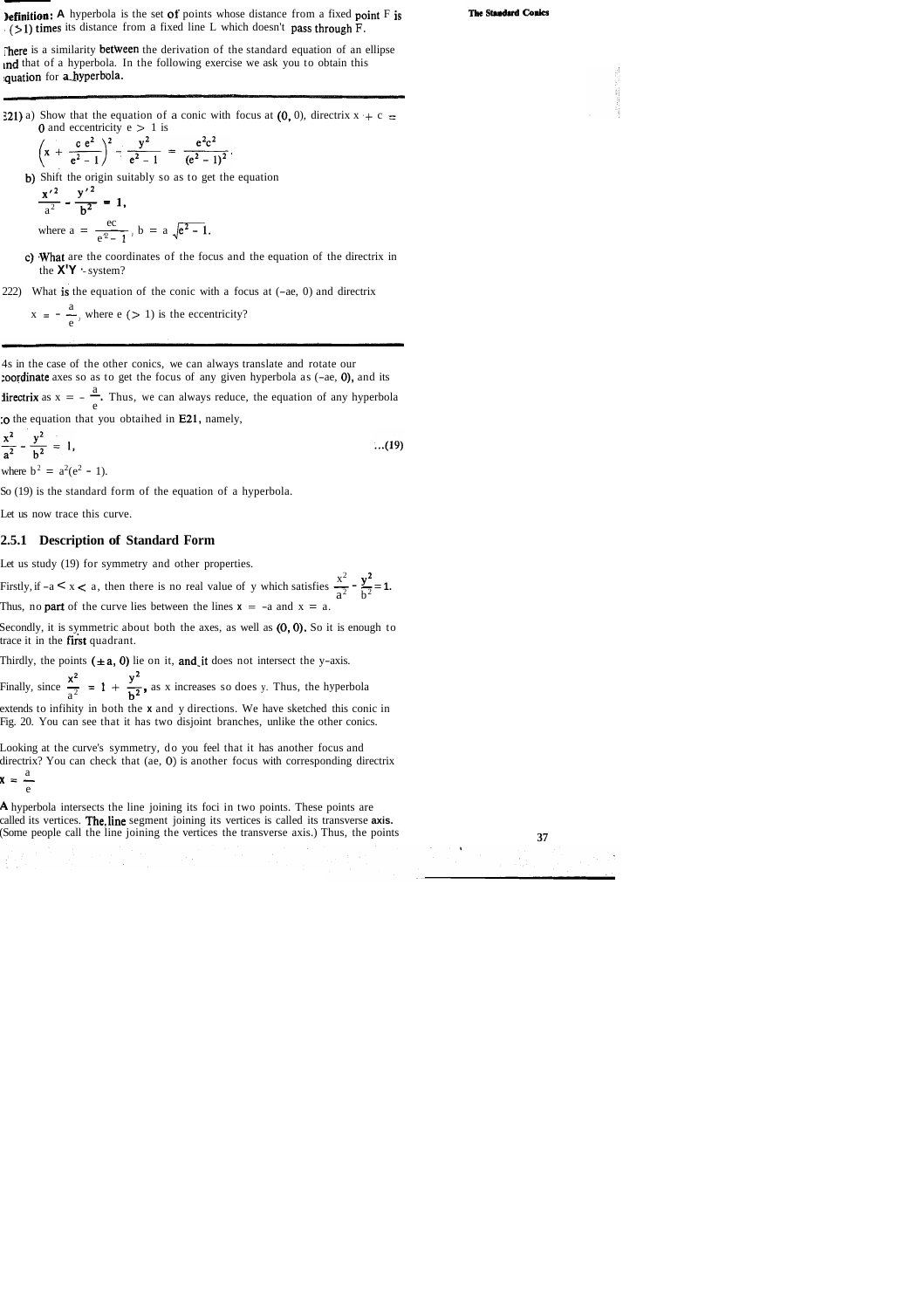**Definition:** A hyperbola is the set of points whose distance from a fixed point F is $e$ ($>1$) times its distance from a fixed line L which doesn't pass through F.

There is a similarity between the derivation of the standard equation of an ellipse and that of a hyperbola. In the following exercise we ask you to obtain this equation for a hyperbola.

---

E21) a) Show that the equation of a conic with focus at (0, 0), directrix $x + c = 0$ and eccentricity $e > 1$ is

$$\left(x + \frac{c\,e^2}{e^2 - 1}\right)^2 - \frac{y^2}{e^2 - 1} = \frac{e^2c^2}{(e^2 - 1)^2}.$$

b) Shift the origin suitably so as to get the equation

$$\frac{x'^2}{a^2} - \frac{y'^2}{b^2} = 1,$$

where $a = \frac{ec}{e^2 - 1}$, $b = a\sqrt{e^2 - 1}$.

c) What are the coordinates of the focus and the equation of the directrix in the X'Y'-system?

E22) What is the equation of the conic with a focus at $(-ae, 0)$ and directrix $x = -\frac{a}{e}$, where $e$ ($>1$) is the eccentricity?

---

As in the case of the other conics, we can always translate and rotate our coordinate axes so as to get the focus of any given hyperbola as $(-ae, 0)$, and its directrix as $x = -\frac{a}{e}$. Thus, we can always reduce, the equation of any hyperbola to the equation that you obtained in E21, namely,

$$\frac{x^2}{a^2} - \frac{y^2}{b^2} = 1, \qquad \ldots(19)$$

where $b^2 = a^2(e^2 - 1)$.

So (19) is the standard form of the equation of a hyperbola.

Let us now trace this curve.

### 2.5.1 Description of Standard Form

Let us study (19) for symmetry and other properties.

Firstly, if $-a < x < a$, then there is no real value of y which satisfies $\frac{x^2}{a^2} - \frac{y^2}{b^2} = 1$. Thus, no part of the curve lies between the lines $x = -a$ and $x = a$.

Secondly, it is symmetric about both the axes, as well as (0, 0). So it is enough to trace it in the first quadrant.

Thirdly, the points $(\pm a, 0)$ lie on it, and it does not intersect the y-axis.

Finally, since $\frac{x^2}{a^2} = 1 + \frac{y^2}{b^2}$, as x increases so does y. Thus, the hyperbola extends to infinity in both the x and y directions. We have sketched this conic in Fig. 20. You can see that it has two disjoint branches, unlike the other conics.

Looking at the curve's symmetry, do you feel that it has another focus and directrix? You can check that $(ae, 0)$ is another focus with corresponding directrix $x = \frac{a}{e}$.

A hyperbola intersects the line joining its foci in two points. These points are called its vertices. The line segment joining its vertices is called its transverse **axis.** (Some people call the line joining the vertices the transverse axis.) Thus, the points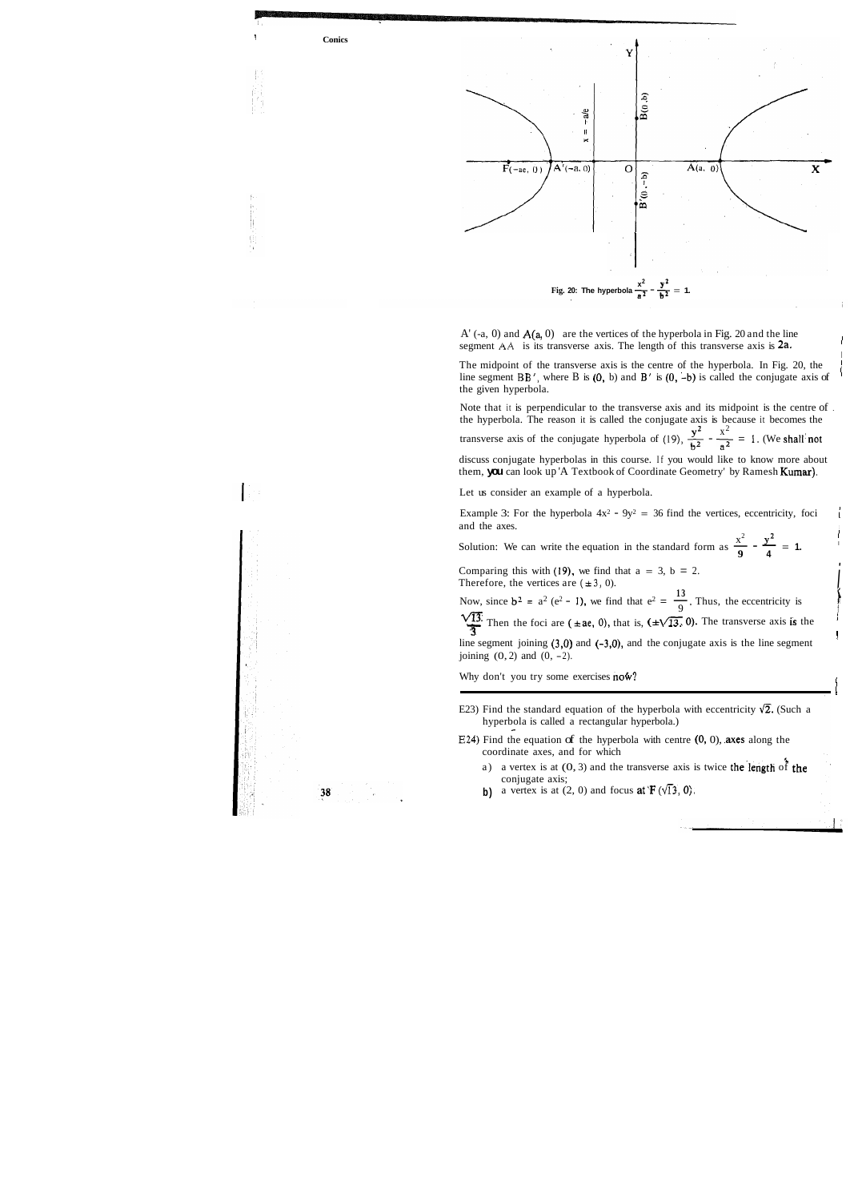Fig. 20: The hyperbola $\frac{x^2}{a^2} - \frac{y^2}{b^2} = 1$.

A' (-a, 0) and A(a, 0) are the vertices of the hyperbola in Fig. 20 and the line segment AA' is its transverse axis. The length of this transverse axis is 2a.

The midpoint of the transverse axis is the centre of the hyperbola. In Fig. 20, the line segment BB', where B is (0, b) and B' is (0, -b) is called the conjugate axis of the given hyperbola.

Note that it is perpendicular to the transverse axis and its midpoint is the centre of the hyperbola. The reason it is called the conjugate axis is because it becomes the transverse axis of the conjugate hyperbola of (19), $\frac{y^2}{b^2} - \frac{x^2}{a^2} = 1$. (We shall not discuss conjugate hyperbolas in this course. If you would like to know more about them, you can look up 'A Textbook of Coordinate Geometry' by Ramesh Kumar).

Let us consider an example of a hyperbola.

Example 3: For the hyperbola $4x^2 - 9y^2 = 36$ find the vertices, eccentricity, foci and the axes.

Solution: We can write the equation in the standard form as $\frac{x^2}{9} - \frac{y^2}{4} = 1$.

Comparing this with (19), we find that a = 3, b = 2.
Therefore, the vertices are ($\pm 3$, 0).

Now, since $b^2 = a^2(e^2 - 1)$, we find that $e^2 = \frac{13}{9}$. Thus, the eccentricity is $\frac{\sqrt{13}}{3}$. Then the foci are ($\pm ae$, 0), that is, ($\pm\sqrt{13}$, 0). The transverse axis is the line segment joining (3,0) and (-3,0), and the conjugate axis is the line segment joining (0, 2) and (0, -2).

Why don't you try some exercises now?

---

E23) Find the standard equation of the hyperbola with eccentricity $\sqrt{2}$. (Such a hyperbola is called a rectangular hyperbola.)

E24) Find the equation of the hyperbola with centre (0, 0), axes along the coordinate axes, and for which

a) a vertex is at (0, 3) and the transverse axis is twice the length of the conjugate axis;

b) a vertex is at (2, 0) and focus at F ($\sqrt{13}$, 0).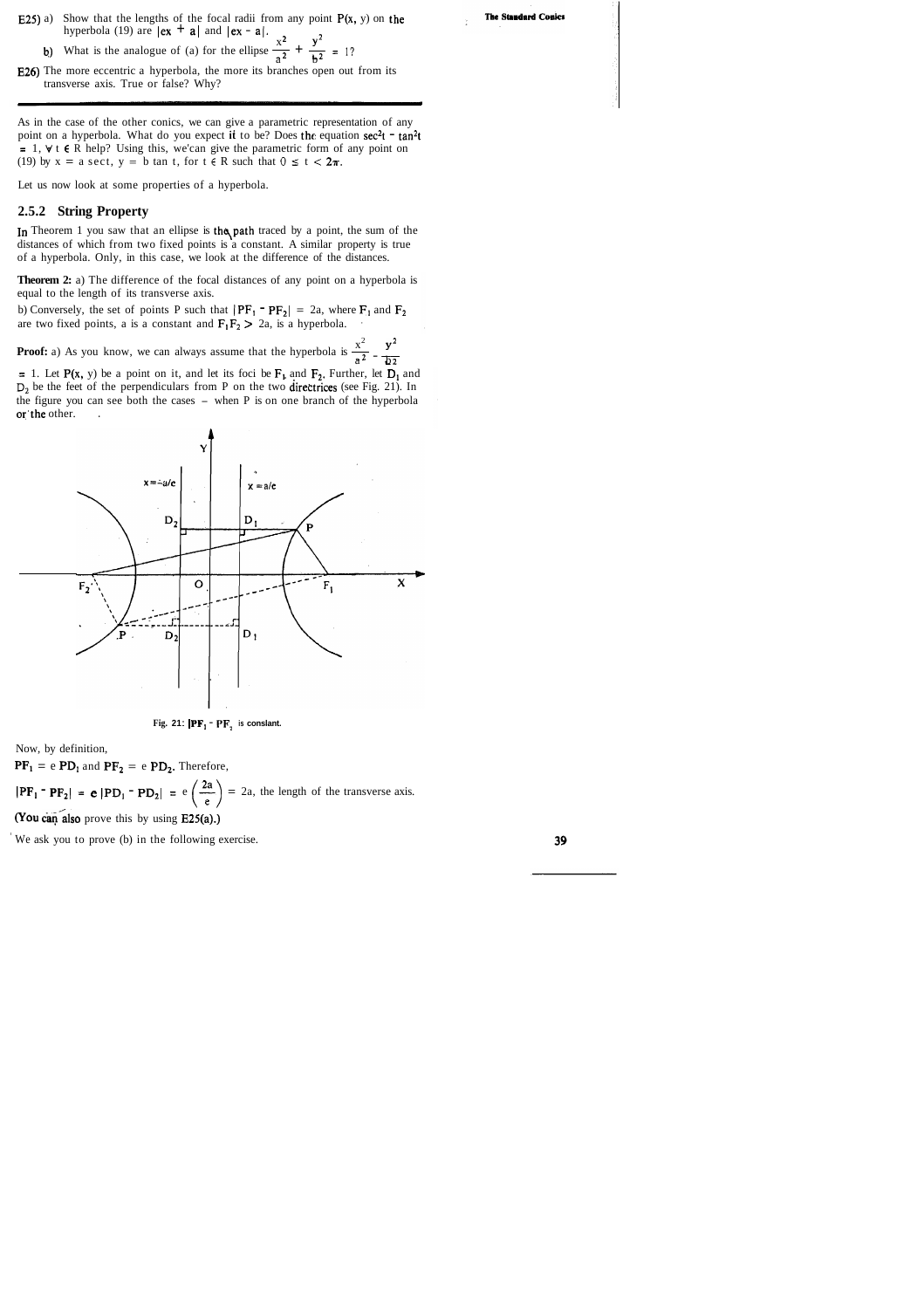E25) a) Show that the lengths of the focal radii from any point $P(x, y)$ on the hyperbola (19) are $|ex + a|$ and $|ex - a|$.

b) What is the analogue of (a) for the ellipse $\frac{x^2}{a^2} + \frac{y^2}{b^2} = 1$?

E26) The more eccentric a hyperbola, the more its branches open out from its transverse axis. True or false? Why?

---

As in the case of the other conics, we can give a parametric representation of any point on a hyperbola. What do you expect it to be? Does the equation $\sec^2 t - \tan^2 t = 1, \forall t \in R$ help? Using this, we can give the parametric form of any point on (19) by $x = a \sec t$, $y = b \tan t$, for $t \in R$ such that $0 \le t < 2\pi$.

Let us now look at some properties of a hyperbola.

### 2.5.2 String Property

In Theorem 1 you saw that an ellipse is the path traced by a point, the sum of the distances of which from two fixed points is a constant. A similar property is true of a hyperbola. Only, in this case, we look at the difference of the distances.

**Theorem 2:** a) The difference of the focal distances of any point on a hyperbola is equal to the length of its transverse axis.

b) Conversely, the set of points P such that $|PF_1 - PF_2| = 2a$, where $F_1$ and $F_2$ are two fixed points, a is a constant and $F_1F_2 > 2a$, is a hyperbola.

**Proof:** a) As you know, we can always assume that the hyperbola is $\frac{x^2}{a^2} - \frac{y^2}{b^2} = 1$. Let $P(x, y)$ be a point on it, and let its foci be $F_1$ and $F_2$. Further, let $D_1$ and $D_2$ be the feet of the perpendiculars from P on the two directrices (see Fig. 21). In the figure you can see both the cases – when P is on one branch of the hyperbola or the other.

Fig. 21: $|PF_1 - PF_2|$ is constant.

Now, by definition,

$PF_1 = e\, PD_1$ and $PF_2 = e\, PD_2$. Therefore,

$$|PF_1 - PF_2| = e\,|PD_1 - PD_2| = e\left(\frac{2a}{e}\right) = 2a, \text{ the length of the transverse axis.}$$

(You can also prove this by using E25(a).)

We ask you to prove (b) in the following exercise.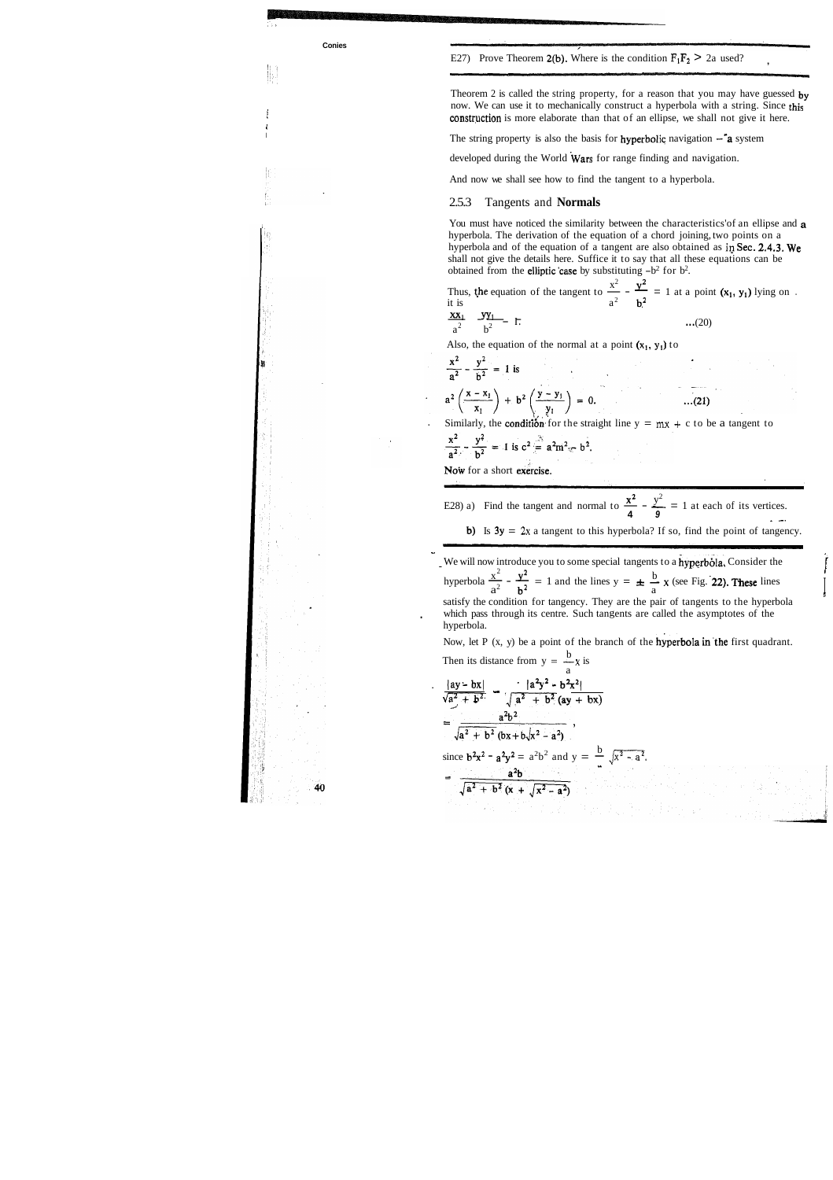E27) Prove Theorem 2(b). Where is the condition $F_1F_2 > 2a$ used?

Theorem 2 is called the string property, for a reason that you may have guessed by now. We can use it to mechanically construct a hyperbola with a string. Since this construction is more elaborate than that of an ellipse, we shall not give it here.

The string property is also the basis for hyperbolic navigation — a system developed during the World Wars for range finding and navigation.

And now we shall see how to find the tangent to a hyperbola.

### 2.5.3 Tangents and Normals

You must have noticed the similarity between the characteristics of an ellipse and a hyperbola. The derivation of the equation of a chord joining two points on a hyperbola and of the equation of a tangent are also obtained as in Sec. 2.4.3. We shall not give the details here. Suffice it to say that all these equations can be obtained from the elliptic case by substituting $-b^2$ for $b^2$.

Thus, the equation of the tangent to $\frac{x^2}{a^2} - \frac{y^2}{b^2} = 1$ at a point $(x_1, y_1)$ lying on it is

$$\frac{xx_1}{a^2} - \frac{yy_1}{b^2} = 1. \qquad \ldots(20)$$

Also, the equation of the normal at a point $(x_1, y_1)$ to $\frac{x^2}{a^2} - \frac{y^2}{b^2} = 1$ is

$$a^2\left(\frac{x - x_1}{x_1}\right) + b^2\left(\frac{y - y_1}{y_1}\right) = 0. \qquad \ldots(21)$$

Similarly, the condition for the straight line $y = mx + c$ to be a tangent to $\frac{x^2}{a^2} - \frac{y^2}{b^2} = 1$ is $c^2 = a^2m^2 - b^2$.

Now for a short exercise.

E28) a) Find the tangent and normal to $\frac{x^2}{4} - \frac{y^2}{9} = 1$ at each of its vertices.

b) Is $3y = 2x$ a tangent to this hyperbola? If so, find the point of tangency.

We will now introduce you to some special tangents to a hyperbola. Consider the hyperbola $\frac{x^2}{a^2} - \frac{y^2}{b^2} = 1$ and the lines $y = \pm \frac{b}{a}x$ (see Fig. 22). These lines satisfy the condition for tangency. They are the pair of tangents to the hyperbola which pass through its centre. Such tangents are called the asymptotes of the hyperbola.

Now, let P (x, y) be a point of the branch of the hyperbola in the first quadrant. Then its distance from $y = \frac{b}{a}x$ is

$$\frac{|ay - bx|}{\sqrt{a^2 + b^2}} = \frac{|a^2y^2 - b^2x^2|}{\sqrt{a^2 + b^2}\,(ay + bx)}$$

$$= \frac{a^2b^2}{\sqrt{a^2 + b^2}\,(bx + b\sqrt{x^2 - a^2})},$$

since $b^2x^2 - a^2y^2 = a^2b^2$ and $y = \frac{b}{a}\sqrt{x^2 - a^2}$.

$$= \frac{a^2b}{\sqrt{a^2 + b^2}\,(x + \sqrt{x^2 - a^2})}$$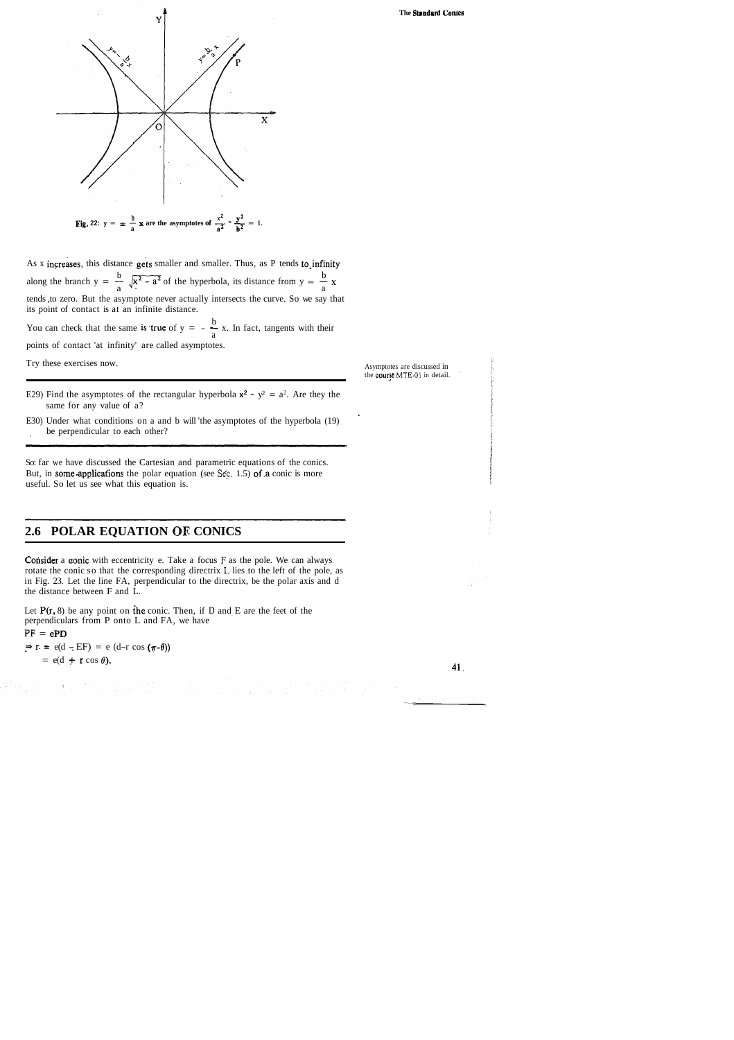Fig. 22: $y = \pm \frac{b}{a} x$ are the asymptotes of $\frac{x^2}{a^2} - \frac{y^2}{b^2} = 1$.

As x increases, this distance gets smaller and smaller. Thus, as P tends to infinity along the branch $y = \frac{b}{a}\sqrt{x^2 - a^2}$ of the hyperbola, its distance from $y = \frac{b}{a}x$ tends to zero. But the asymptote never actually intersects the curve. So we say that its point of contact is at an infinite distance.

You can check that the same is true of $y = -\frac{b}{a}x$. In fact, tangents with their points of contact 'at infinity' are called asymptotes.

Try these exercises now.

Asymptotes are discussed in the course MTE-01 in detail.

---

E29) Find the asymptotes of the rectangular hyperbola $x^2 - y^2 = a^2$. Are they the same for any value of a?

E30) Under what conditions on a and b will the asymptotes of the hyperbola (19) be perpendicular to each other?

---

So far we have discussed the Cartesian and parametric equations of the conics. But, in some applications the polar equation (see Sec. 1.5) of a conic is more useful. So let us see what this equation is.

## 2.6 POLAR EQUATION OF CONICS

Consider a conic with eccentricity e. Take a focus F as the pole. We can always rotate the conic so that the corresponding directrix L lies to the left of the pole, as in Fig. 23. Let the line FA, perpendicular to the directrix, be the polar axis and d the distance between F and L.

Let $P(r, \theta)$ be any point on the conic. Then, if D and E are the feet of the perpendiculars from P onto L and FA, we have

$PF = ePD$

$\Rightarrow r = e(d - EF) = e\,(d - r\cos(\pi - \theta))$

$= e(d + r\cos\theta)$.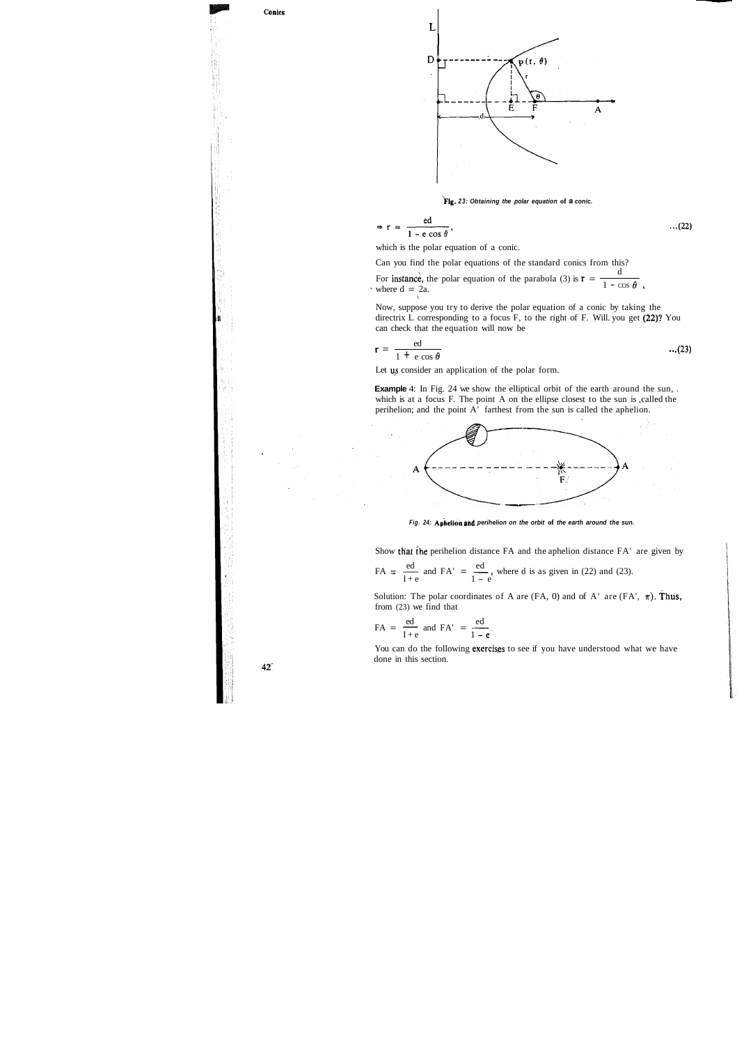Fig. 23: Obtaining the polar equation of a conic.

$$\Rightarrow r = \frac{ed}{1 - e\cos\theta}, \qquad \ldots(22)$$

which is the polar equation of a conic.

Can you find the polar equations of the standard conics from this?

For instance, the polar equation of the parabola (3) is $r = \frac{d}{1 - \cos\theta}$, where $d = 2a$.

Now, suppose you try to derive the polar equation of a conic by taking the directrix L corresponding to a focus F, to the right of F. Will you get (22)? You can check that the equation will now be

$$r = \frac{ed}{1 + e\cos\theta} \qquad \ldots(23)$$

Let us consider an application of the polar form.

**Example** 4: In Fig. 24 we show the elliptical orbit of the earth around the sun, which is at a focus F. The point A on the ellipse closest to the sun is called the perihelion; and the point A' farthest from the sun is called the aphelion.

Fig. 24: Aphelion and perihelion on the orbit of the earth around the sun.

Show that the perihelion distance FA and the aphelion distance FA' are given by

$FA = \frac{ed}{1+e}$ and $FA' = \frac{ed}{1-e}$, where d is as given in (22) and (23).

Solution: The polar coordinates of A are (FA, 0) and of A' are (FA', $\pi$). Thus, from (23) we find that

$$FA = \frac{ed}{1+e} \text{ and } FA' = \frac{ed}{1-e}.$$

You can do the following exercises to see if you have understood what we have done in this section.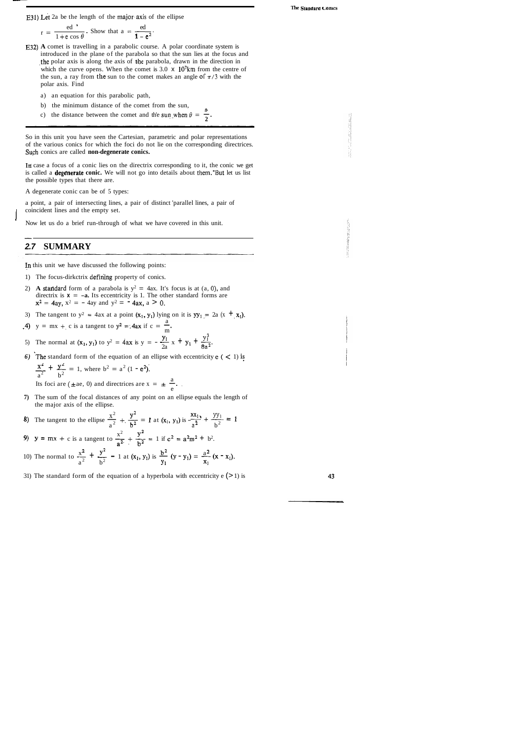E31) Let 2a be the length of the major axis of the ellipse

$r = \frac{ed}{1 + e\cos\theta}$. Show that $a = \frac{ed}{1 - e^2}$.

E32) A comet is travelling in a parabolic course. A polar coordinate system is introduced in the plane of the parabola so that the sun lies at the focus and the polar axis is along the axis of the parabola, drawn in the direction in which the curve opens. When the comet is $3.0 \times 10^7$km from the centre of the sun, a ray from the sun to the comet makes an angle of $\pi/3$ with the polar axis. Find

a) an equation for this parabolic path,

b) the minimum distance of the comet from the sun,

c) the distance between the comet and the sun when $\theta = \frac{\pi}{2}$.

So in this unit you have seen the Cartesian, parametric and polar representations of the various conics for which the foci do not lie on the corresponding directrices. Such conics are called **non-degenerate conics.**

In case a focus of a conic lies on the directrix corresponding to it, the conic we get is called a **degenerate conic.** We will not go into details about them. But let us list the possible types that there are.

A degenerate conic can be of 5 types:

a point, a pair of intersecting lines, a pair of distinct parallel lines, a pair of coincident lines and the empty set.

Now let us do a brief run-through of what we have covered in this unit.

## 2.7 SUMMARY

In this unit we have discussed the following points:

1) The focus-dirkctrix defining property of conics.

2) **A** standard form of a parabola is $y^2 = 4ax$. It's focus is at (a, 0), and directrix is $x = -a$. Its eccentricity is 1. The other standard forms are $x^2 = 4ay$, $x^2 = -4ay$ and $y^2 = -4ax$, $a > 0$.

3) The tangent to $y^2 = 4ax$ at a point $(x_1, y_1)$ lying on it is $yy_1 = 2a(x + x_1)$.

4) $y = mx + c$ is a tangent to $y^2 = 4ax$ if $c = \frac{a}{m}$.

5) The normal at $(x_1, y_1)$ to $y^2 = 4ax$ is $y = -\frac{y_1}{2a}x + y_1 + \frac{y_1^3}{8a^2}$.

6) The standard form of the equation of an ellipse with eccentricity e (< 1) is $\frac{x^2}{a^2} + \frac{y^2}{b^2} = 1$, where $b^2 = a^2(1 - e^2)$.

   Its foci are $(\pm ae, 0)$ and directrices are $x = \pm\frac{a}{e}$.

7) The sum of the focal distances of any point on an ellipse equals the length of the major axis of the ellipse.

8) The tangent to the ellipse $\frac{x^2}{a^2} + \frac{y^2}{b^2} = 1$ at $(x_1, y_1)$ is $\frac{xx_1}{a^2} + \frac{yy_1}{b^2} = 1$

9) $y = mx + c$ is a tangent to $\frac{x^2}{a^2} + \frac{y^2}{b^2} = 1$ if $c^2 = a^2m^2 + b^2$.

10) The normal to $\frac{x^2}{a^2} + \frac{y^2}{b^2} = 1$ at $(x_1, y_1)$ is $\frac{b^2}{y_1}(y - y_1) = \frac{a^2}{x_1}(x - x_1)$.

11) The standard form of the equation of a hyperbola with eccentricity e (>1) is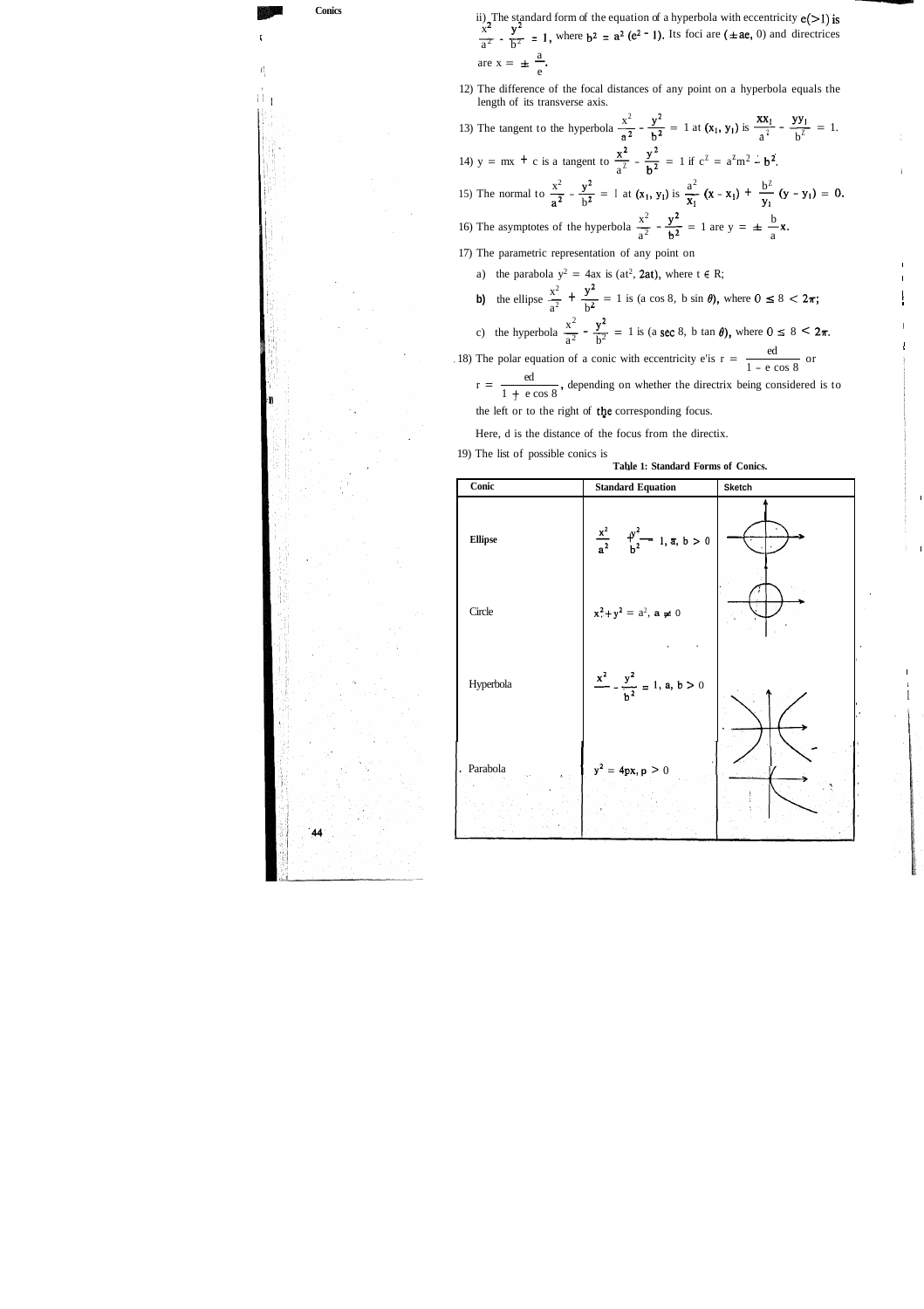ii) The standard form of the equation of a hyperbola with eccentricity $e(>1)$ is $\frac{x^2}{a^2} - \frac{y^2}{b^2} = 1$, where $b^2 = a^2(e^2 - 1)$. Its foci are $(\pm ae, 0)$ and directrices are $x = \pm \frac{a}{e}$.

12) The difference of the focal distances of any point on a hyperbola equals the length of its transverse axis.

13) The tangent to the hyperbola $\frac{x^2}{a^2} - \frac{y^2}{b^2} = 1$ at $(x_1, y_1)$ is $\frac{xx_1}{a^2} - \frac{yy_1}{b^2} = 1$.

14) $y = mx + c$ is a tangent to $\frac{x^2}{a^2} - \frac{y^2}{b^2} = 1$ if $c^2 = a^2m^2 - b^2$.

15) The normal to $\frac{x^2}{a^2} - \frac{y^2}{b^2} = 1$ at $(x_1, y_1)$ is $\frac{a^2}{x_1}(x - x_1) + \frac{b^2}{y_1}(y - y_1) = 0$.

16) The asymptotes of the hyperbola $\frac{x^2}{a^2} - \frac{y^2}{b^2} = 1$ are $y = \pm \frac{b}{a}x$.

17) The parametric representation of any point on

a) the parabola $y^2 = 4ax$ is $(at^2, 2at)$, where $t \in R$;

b) the ellipse $\frac{x^2}{a^2} + \frac{y^2}{b^2} = 1$ is $(a \cos \theta, b \sin \theta)$, where $0 \leq \theta < 2\pi$;

c) the hyperbola $\frac{x^2}{a^2} - \frac{y^2}{b^2} = 1$ is $(a \sec \theta, b \tan \theta)$, where $0 \leq \theta < 2\pi$.

18) The polar equation of a conic with eccentricity e is $r = \frac{ed}{1 - e \cos \theta}$ or $r = \frac{ed}{1 + e \cos \theta}$, depending on whether the directrix being considered is to the left or to the right of the corresponding focus.

Here, d is the distance of the focus from the directix.

19) The list of possible conics is

**Table 1: Standard Forms of Conics.**

| Conic | Standard Equation | Sketch |
|---|---|---|
| Ellipse | $\frac{x^2}{a^2} + \frac{y^2}{b^2} = 1$, a, b > 0 | |
| Circle | $x^2 + y^2 = a^2$, $a \neq 0$ | |
| Hyperbola | $\frac{x^2}{a^2} - \frac{y^2}{b^2} = 1$, a, b > 0 | |
| Parabola | $y^2 = 4px$, p > 0 | |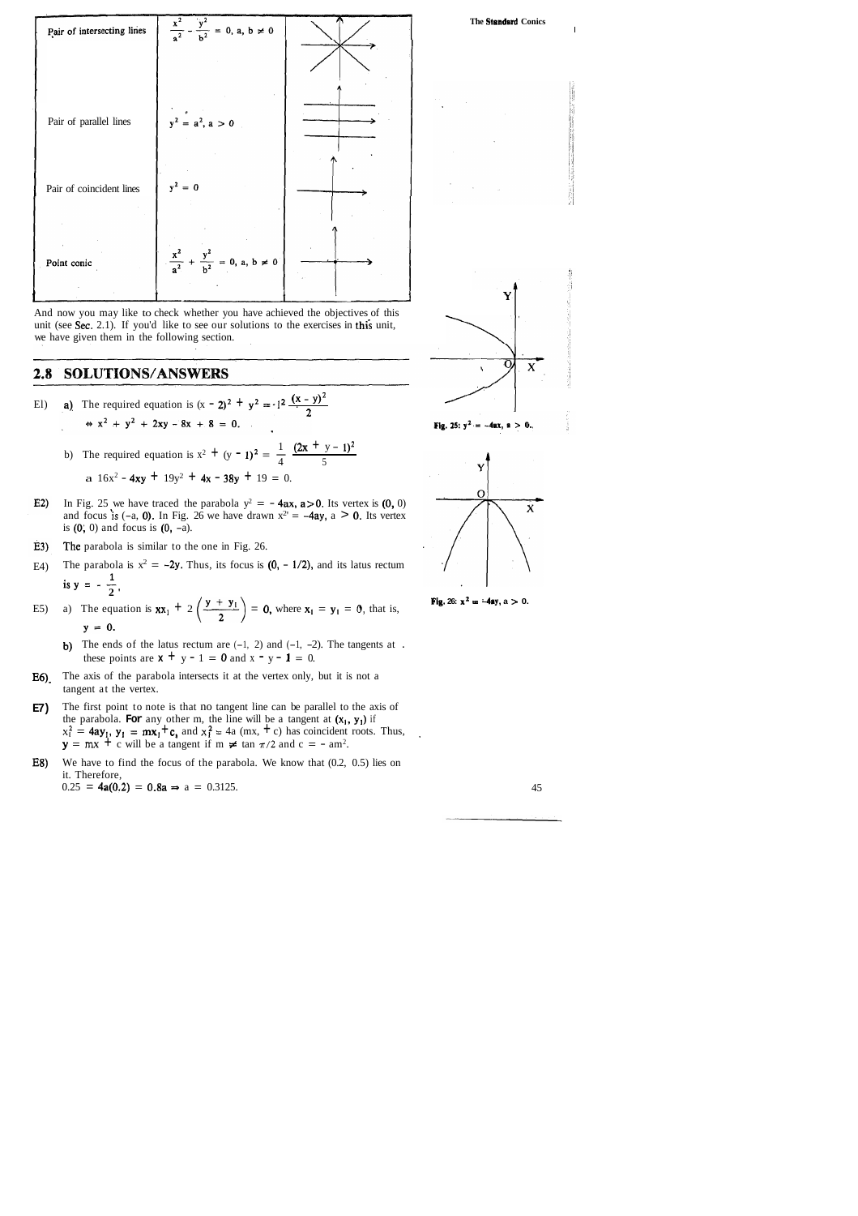| | | |
|---|---|---|
| Pair of intersecting lines | $\frac{x^2}{a^2} - \frac{y^2}{b^2} = 0$, a, b $\neq$ 0 | |
| Pair of parallel lines | $y^2 = a^2$, a > 0 | |
| Pair of coincident lines | $y^2 = 0$ | |
| Point conic | $\frac{x^2}{a^2} + \frac{y^2}{b^2} = 0$, a, b $\neq$ 0 | |

And now you may like to check whether you have achieved the objectives of this unit (see Sec. 2.1). If you'd like to see our solutions to the exercises in this unit, we have given them in the following section.

## 2.8 SOLUTIONS/ANSWERS

E1) a) The required equation is $(x - 2)^2 + y^2 = 1^2 \frac{(x - y)^2}{2}$

$\Leftrightarrow x^2 + y^2 + 2xy - 8x + 8 = 0.$

b) The required equation is $x^2 + (y - 1)^2 = \frac{1}{4} \frac{(2x + y - 1)^2}{5}$

$\Leftrightarrow 16x^2 - 4xy + 19y^2 + 4x - 38y + 19 = 0.$

E2) In Fig. 25 we have traced the parabola $y^2 = -4ax, a > 0$. Its vertex is (0, 0) and focus is (–a, 0). In Fig. 26 we have drawn $x^2 = -4ay$, a > 0. Its vertex is (0, 0) and focus is (0, –a).

Fig. 25: $y^2 = -4ax$, a > 0.

Fig. 26: $x^2 = -4ay$, a > 0.

E3) The parabola is similar to the one in Fig. 26.

E4) The parabola is $x^2 = -2y$. Thus, its focus is (0, – 1/2), and its latus rectum is $y = -\frac{1}{2}$.

E5) a) The equation is $xx_1 + 2\left(\frac{y + y_1}{2}\right) = 0$, where $x_1 = y_1 = 0$, that is, $y = 0$.

b) The ends of the latus rectum are (–1, 2) and (–1, –2). The tangents at these points are $x + y - 1 = 0$ and $x - y - 1 = 0$.

E6) The axis of the parabola intersects it at the vertex only, but it is not a tangent at the vertex.

E7) The first point to note is that no tangent line can be parallel to the axis of the parabola. For any other m, the line will be a tangent at $(x_1, y_1)$ if $x_1^2 = 4ay_1$, $y_1 = mx_1 + c$, and $x_1^2 = 4a(mx_1 + c)$ has coincident roots. Thus, $y = mx + c$ will be a tangent if $m \neq \tan \pi/2$ and $c = -am^2$.

E8) We have to find the focus of the parabola. We know that (0.2, 0.5) lies on it. Therefore,

$0.25 = 4a(0.2) = 0.8a \Rightarrow a = 0.3125.$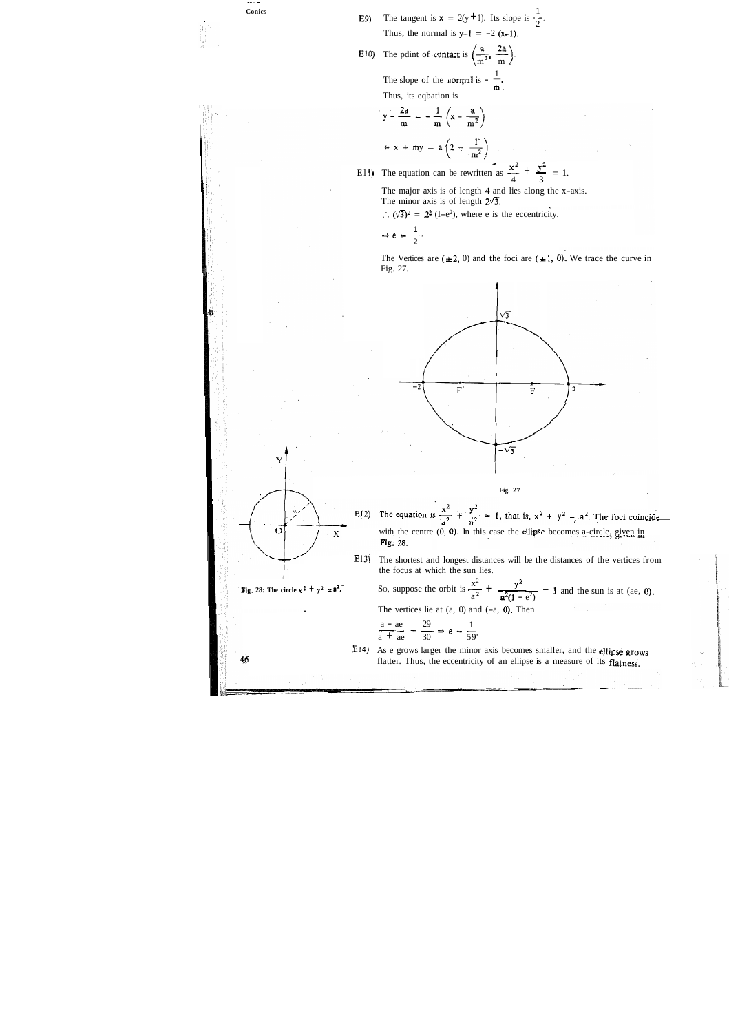E9) The tangent is $x = 2(y+1)$. Its slope is $\frac{1}{2}$.

Thus, the normal is $y-1 = -2(x-1)$.

E10) The point of contact is $\left(\frac{a}{m^2}, \frac{2a}{m}\right)$.

The slope of the normal is $-\frac{1}{m}$.

Thus, its equation is

$$y - \frac{2a}{m} = -\frac{1}{m}\left(x - \frac{a}{m^2}\right)$$

$$\Leftrightarrow x + my = a\left(2 + \frac{1}{m^2}\right)$$

E11) The equation can be rewritten as $\frac{x^2}{4} + \frac{y^2}{3} = 1$.

The major axis is of length 4 and lies along the x-axis.
The minor axis is of length $2\sqrt{3}$.

$\therefore (\sqrt{3})^2 = 2^2(1-e^2)$, where e is the eccentricity.

$\Rightarrow e = \frac{1}{2}$.

The Vertices are $(\pm 2, 0)$ and the foci are $(\pm 1, 0)$. We trace the curve in Fig. 27.

Fig. 27

E12) The equation is $\frac{x^2}{a^2} + \frac{y^2}{a^2} = 1$, that is, $x^2 + y^2 = a^2$. The foci coincide with the centre (0, 0). In this case the ellipse becomes a circle, given in Fig. 28.

Fig. 28: The circle $x^2 + y^2 = a^2$.

E13) The shortest and longest distances will be the distances of the vertices from the focus at which the sun lies.

So, suppose the orbit is $\frac{x^2}{a^2} + \frac{y^2}{a^2(1-e^2)} = 1$ and the sun is at (ae, 0).

The vertices lie at (a, 0) and (–a, 0). Then

$$\frac{a - ae}{a + ae} = \frac{29}{30} \Rightarrow e = \frac{1}{59}.$$

E14) As e grows larger the minor axis becomes smaller, and the ellipse grows flatter. Thus, the eccentricity of an ellipse is a measure of its flatness.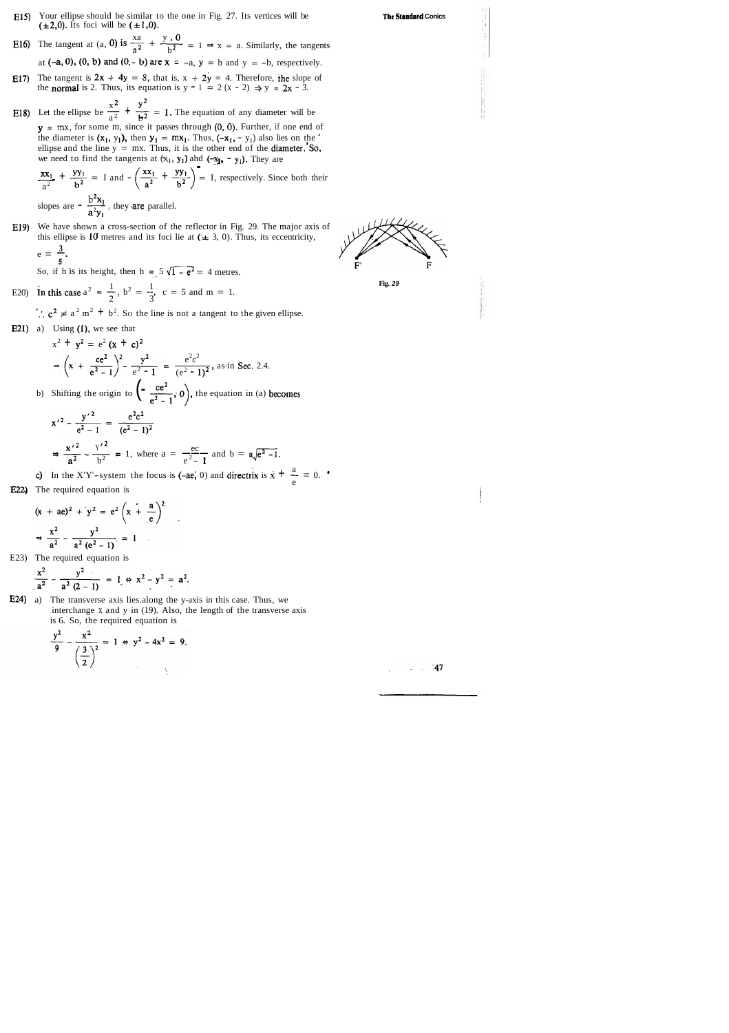E15) Your ellipse should be similar to the one in Fig. 27. Its vertices will be $(\pm 2, 0)$. Its foci will be $(\pm 1, 0)$.

E16) The tangent at $(a, 0)$ is $\frac{xa}{a^2} + \frac{y \cdot 0}{b^2} = 1 \Rightarrow x = a$. Similarly, the tangents at $(-a, 0)$, $(0, b)$ and $(0, -b)$ are $x = -a$, $y = b$ and $y = -b$, respectively.

E17) The tangent is $2x + 4y = 8$, that is, $x + 2y = 4$. Therefore, the slope of the normal is 2. Thus, its equation is $y - 1 = 2(x - 2) \Rightarrow y = 2x - 3$.

E18) Let the ellipse be $\frac{x^2}{a^2} + \frac{y^2}{b^2} = 1$. The equation of any diameter will be $y = mx$, for some m, since it passes through $(0, 0)$. Further, if one end of the diameter is $(x_1, y_1)$, then $y_1 = mx_1$. Thus, $(-x_1, -y_1)$ also lies on the ellipse and the line $y = mx$. Thus, it is the other end of the diameter. So, we need to find the tangents at $(x_1, y_1)$ and $(-x_1, -y_1)$. They are

$\frac{xx_1}{a^2} + \frac{yy_1}{b^2} = 1$ and $-\left(\frac{xx_1}{a^2} + \frac{yy_1}{b^2}\right) = 1$, respectively. Since both their slopes are $-\frac{b^2x_1}{a^2y_1}$, they are parallel.

E19) We have shown a cross-section of the reflector in Fig. 29. The major axis of this ellipse is 10 metres and its foci lie at $(\pm 3, 0)$. Thus, its eccentricity, $e = \frac{3}{5}$.

So, if h is its height, then $h = 5\sqrt{1 - e^2} = 4$ metres.

Fig. 29

E20) In this case $a^2 = \frac{1}{2}$, $b^2 = \frac{1}{3}$, $c = 5$ and $m = 1$.

$\therefore c^2 \neq a^2 m^2 + b^2$. So the line is not a tangent to the given ellipse.

E21) a) Using (1), we see that

$$x^2 + y^2 = e^2 (x + c)^2$$

$$\Rightarrow \left(x + \frac{ce^2}{e^2 - 1}\right)^2 - \frac{y^2}{e^2 - 1} = \frac{e^2c^2}{(e^2 - 1)^2}, \text{ as in Sec. 2.4.}$$

b) Shifting the origin to $\left(-\frac{ce^2}{e^2 - 1}, 0\right)$, the equation in (a) becomes

$$x'^2 - \frac{y'^2}{e^2 - 1} = \frac{e^2c^2}{(e^2 - 1)^2}$$

$$\Rightarrow \frac{x'^2}{a^2} - \frac{y'^2}{b^2} = 1, \text{ where } a = \frac{ec}{e^2 - 1} \text{ and } b = a\sqrt{e^2 - 1}.$$

c) In the X'Y'-system the focus is $(-ae, 0)$ and directrix is $x + \frac{a}{e} = 0$.

E22) The required equation is

$$(x + ae)^2 + y^2 = e^2 \left(x + \frac{a}{e}\right)^2$$

$$\Rightarrow \frac{x^2}{a^2} - \frac{y^2}{a^2 (e^2 - 1)} = 1$$

E23) The required equation is

$$\frac{x^2}{a^2} - \frac{y^2}{a^2 (2 - 1)} = 1 \Leftrightarrow x^2 - y^2 = a^2.$$

E24) a) The transverse axis lies along the y-axis in this case. Thus, we interchange x and y in (19). Also, the length of the transverse axis is 6. So, the required equation is

$$\frac{y^2}{9} - \frac{x^2}{\left(\frac{3}{2}\right)^2} = 1 \Leftrightarrow y^2 - 4x^2 = 9.$$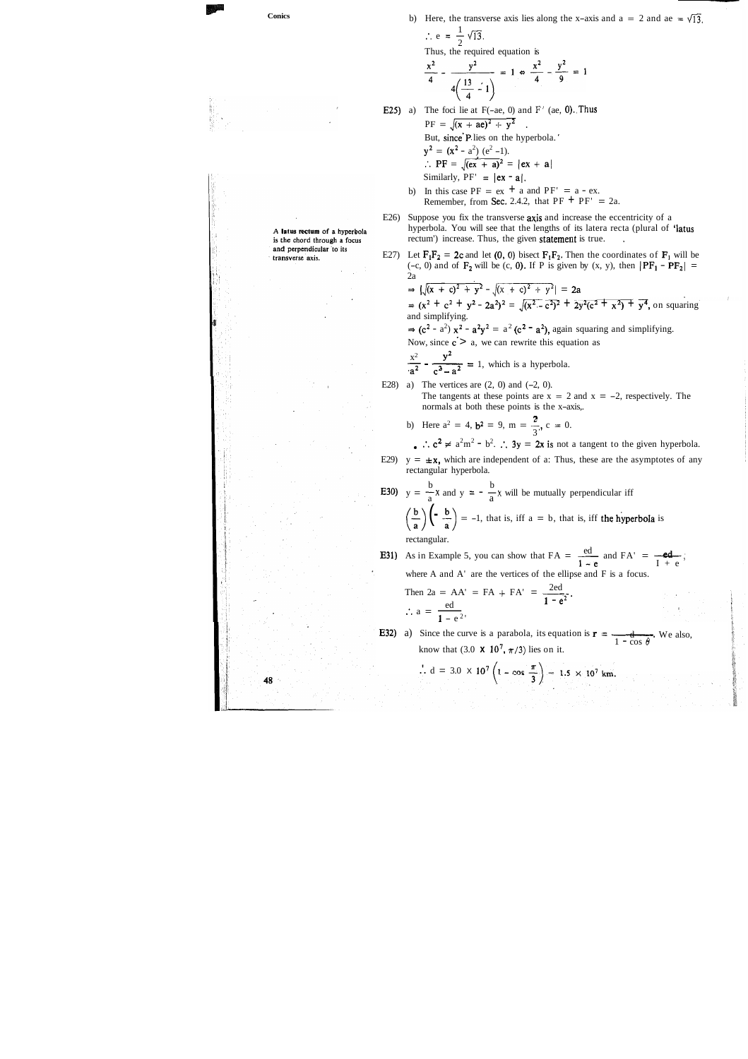b) Here, the transverse axis lies along the x-axis and $a = 2$ and $ae = \sqrt{13}$.

$\therefore e = \frac{1}{2}\sqrt{13}$.

Thus, the required equation is

$$\frac{x^2}{4} - \frac{y^2}{4\left(\frac{13}{4} - 1\right)} = 1 \Leftrightarrow \frac{x^2}{4} - \frac{y^2}{9} = 1$$

**E25)** a) The foci lie at F(–ae, 0) and F' (ae, 0). Thus

$PF = \sqrt{(x + ae)^2 + y^2}$.

But, since P lies on the hyperbola,

$y^2 = (x^2 - a^2)(e^2 - 1)$.

$\therefore PF = \sqrt{(ex + a)^2} = |ex + a|$

Similarly, $PF' = |ex - a|$.

b) In this case $PF = ex + a$ and $PF' = a - ex$.

Remember, from Sec. 2.4.2, that $PF + PF' = 2a$.

E26) Suppose you fix the transverse axis and increase the eccentricity of a hyperbola. You will see that the lengths of its latera recta (plural of 'latus rectum') increase. Thus, the given statement is true.

**A latus rectum** of a hyperbola is the chord through a focus and perpendicular to its transverse axis.

E27) Let $F_1F_2 = 2c$ and let (0, 0) bisect $F_1F_2$. Then the coordinates of $F_1$ will be (–c, 0) and of $F_2$ will be (c, 0). If P is given by (x, y), then $|PF_1 - PF_2| = 2a$

$\Rightarrow \left|\sqrt{(x + c)^2 + y^2} - \sqrt{(x + c)^2 + y^2}\right| = 2a$

$\Rightarrow (x^2 + c^2 + y^2 - 2a^2)^2 = \sqrt{(x^2 - c^2)^2 + 2y^2(c^2 + x^2) + y^4}$, on squaring and simplifying.

$\Rightarrow (c^2 - a^2)x^2 - a^2y^2 = a^2(c^2 - a^2)$, again squaring and simplifying.

Now, since $c > a$, we can rewrite this equation as

$\frac{x^2}{a^2} - \frac{y^2}{c^2 - a^2} = 1$, which is a hyperbola.

E28) a) The vertices are (2, 0) and (–2, 0).

The tangents at these points are $x = 2$ and $x = -2$, respectively. The normals at both these points is the x-axis.

b) Here $a^2 = 4$, $b^2 = 9$, $m = \frac{2}{3}$, $c = 0$.

$\therefore c^2 \neq a^2m^2 - b^2$. $\therefore 3y = 2x$ is not a tangent to the given hyperbola.

E29) $y = \pm x$, which are independent of a. Thus, these are the asymptotes of any rectangular hyperbola.

**E30)** $y = \frac{b}{a}x$ and $y = -\frac{b}{a}x$ will be mutually perpendicular iff

$\left(\frac{b}{a}\right)\left(-\frac{b}{a}\right) = -1$, that is, iff $a = b$, that is, iff the hyperbola is rectangular.

**E31)** As in Example 5, you can show that $FA = \frac{ed}{1 - e}$ and $FA' = \frac{ed}{1 + e}$,

where A and A' are the vertices of the ellipse and F is a focus.

Then $2a = AA' = FA + FA' = \frac{2ed}{1 - e^2}$.

$\therefore a = \frac{ed}{1 - e^2}$.

**E32)** a) Since the curve is a parabola, its equation is $r = \frac{d}{1 - \cos\theta}$. We also, know that $(3.0 \times 10^7, \pi/3)$ lies on it.

$\therefore d = 3.0 \times 10^7 \left(1 - \cos\frac{\pi}{3}\right) = 1.5 \times 10^7$ km.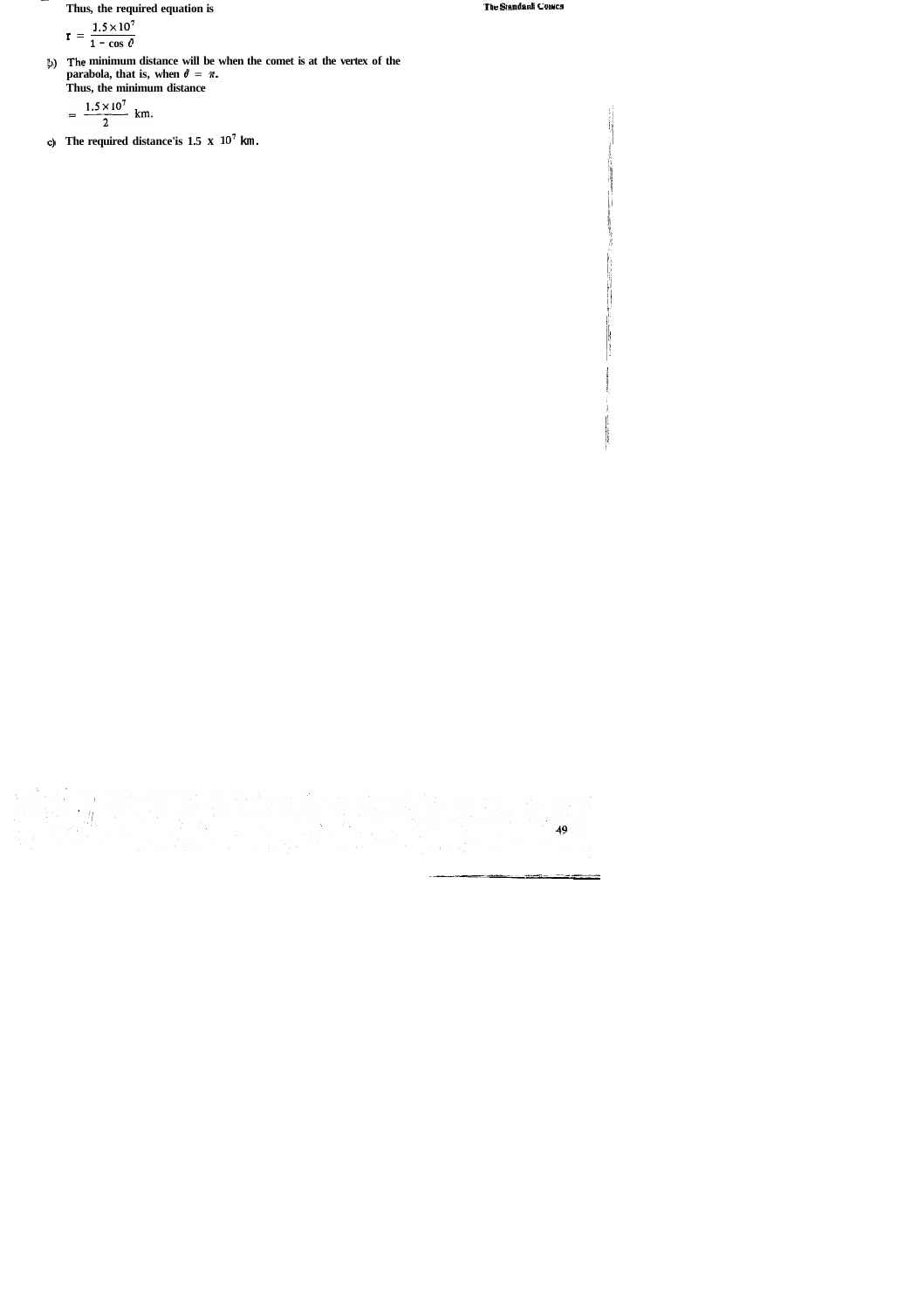Thus, the required equation is

$$r = \frac{1.5 \times 10^7}{1 - \cos \theta}$$

b) The minimum distance will be when the comet is at the vertex of the parabola, that is, when $\theta = \pi$.
Thus, the minimum distance

$$= \frac{1.5 \times 10^7}{2} \text{ km.}$$

c) The required distance is $1.5 \times 10^7$ km.